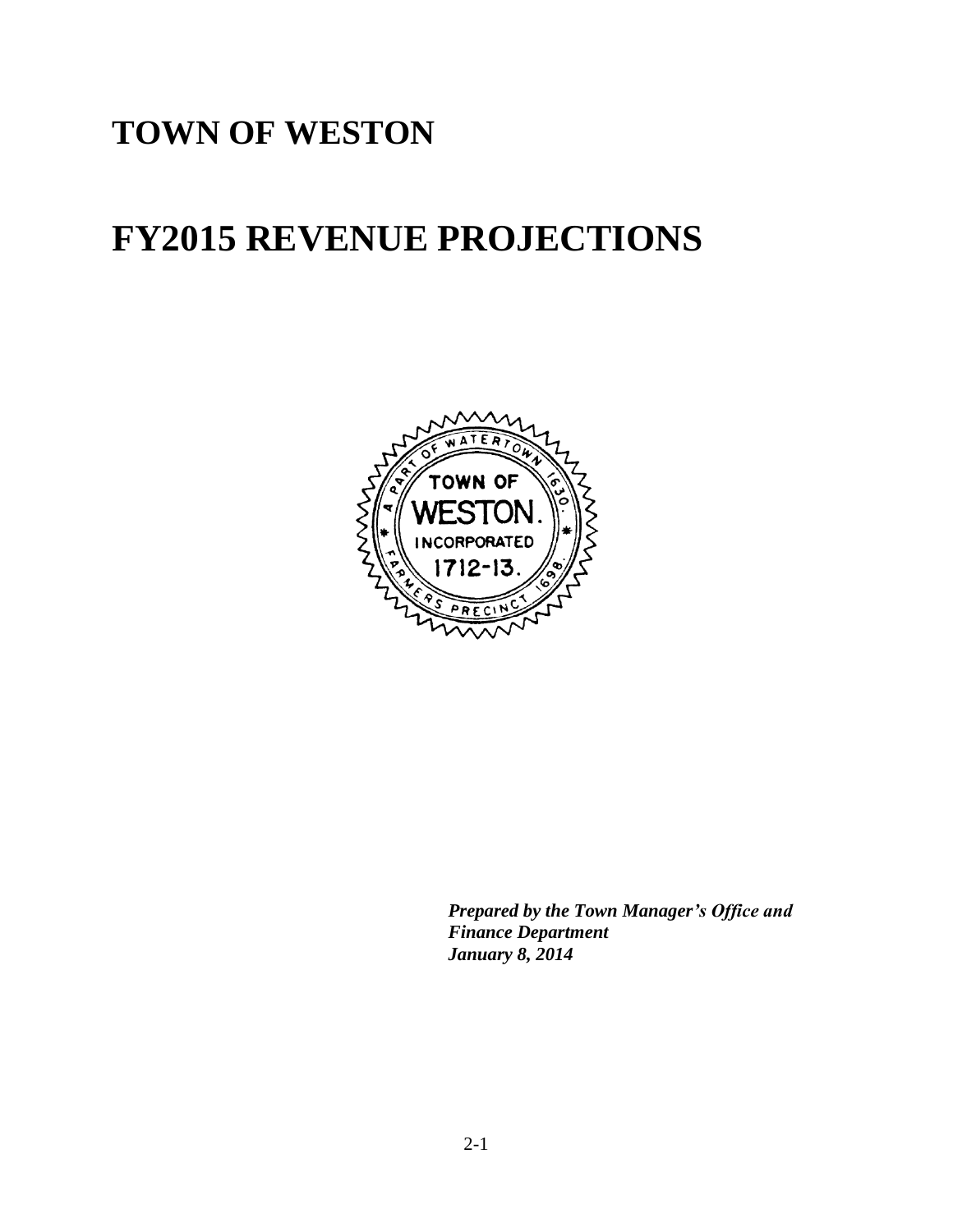# TOWN OF WESTON

# FY2015 REVENUE PROJECTIONS

***Prepared by the Town Manager's Office and Finance Department***
***January 8, 2014***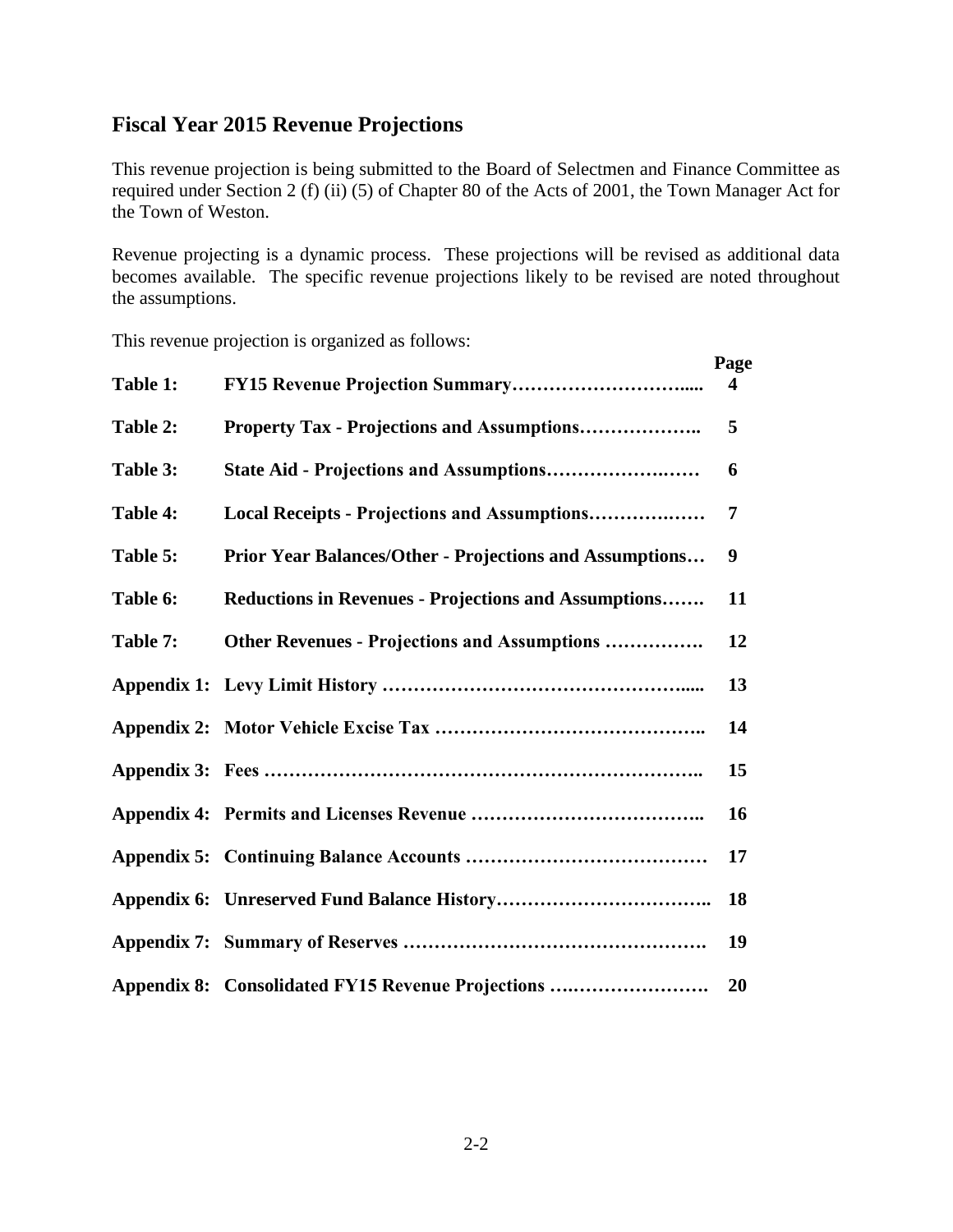## Fiscal Year 2015 Revenue Projections

This revenue projection is being submitted to the Board of Selectmen and Finance Committee as required under Section 2 (f) (ii) (5) of Chapter 80 of the Acts of 2001, the Town Manager Act for the Town of Weston.

Revenue projecting is a dynamic process. These projections will be revised as additional data becomes available. The specific revenue projections likely to be revised are noted throughout the assumptions.

This revenue projection is organized as follows:

| | | Page |
|---|---|---|
| **Table 1:** | **FY15 Revenue Projection Summary…………………………....** | **4** |
| **Table 2:** | **Property Tax - Projections and Assumptions………………..** | **5** |
| **Table 3:** | **State Aid - Projections and Assumptions………………….……** | **6** |
| **Table 4:** | **Local Receipts - Projections and Assumptions…………….……** | **7** |
| **Table 5:** | **Prior Year Balances/Other - Projections and Assumptions…** | **9** |
| **Table 6:** | **Reductions in Revenues - Projections and Assumptions…….** | **11** |
| **Table 7:** | **Other Revenues - Projections and Assumptions …………….** | **12** |
| **Appendix 1:** | **Levy Limit History …………………………………………......** | **13** |
| **Appendix 2:** | **Motor Vehicle Excise Tax …………………………………….** | **14** |
| **Appendix 3:** | **Fees ……………………………………………………………..** | **15** |
| **Appendix 4:** | **Permits and Licenses Revenue ………………………………..** | **16** |
| **Appendix 5:** | **Continuing Balance Accounts …………………………………** | **17** |
| **Appendix 6:** | **Unreserved Fund Balance History…………………………….** | **18** |
| **Appendix 7:** | **Summary of Reserves ………………………………………….** | **19** |
| **Appendix 8:** | **Consolidated FY15 Revenue Projections ….…………………** | **20** |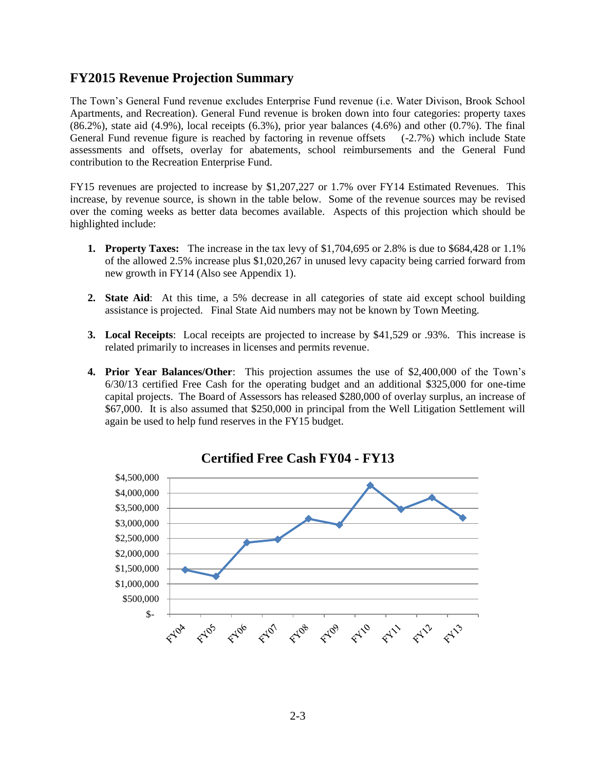## FY2015 Revenue Projection Summary

The Town's General Fund revenue excludes Enterprise Fund revenue (i.e. Water Divison, Brook School Apartments, and Recreation). General Fund revenue is broken down into four categories: property taxes (86.2%), state aid (4.9%), local receipts (6.3%), prior year balances (4.6%) and other (0.7%). The final General Fund revenue figure is reached by factoring in revenue offsets (-2.7%) which include State assessments and offsets, overlay for abatements, school reimbursements and the General Fund contribution to the Recreation Enterprise Fund.

FY15 revenues are projected to increase by $1,207,227 or 1.7% over FY14 Estimated Revenues. This increase, by revenue source, is shown in the table below. Some of the revenue sources may be revised over the coming weeks as better data becomes available. Aspects of this projection which should be highlighted include:

1. **Property Taxes:** The increase in the tax levy of $1,704,695 or 2.8% is due to $684,428 or 1.1% of the allowed 2.5% increase plus $1,020,267 in unused levy capacity being carried forward from new growth in FY14 (Also see Appendix 1).

2. **State Aid**: At this time, a 5% decrease in all categories of state aid except school building assistance is projected. Final State Aid numbers may not be known by Town Meeting.

3. **Local Receipts**: Local receipts are projected to increase by $41,529 or .93%. This increase is related primarily to increases in licenses and permits revenue.

4. **Prior Year Balances/Other**: This projection assumes the use of $2,400,000 of the Town's 6/30/13 certified Free Cash for the operating budget and an additional $325,000 for one-time capital projects. The Board of Assessors has released $280,000 of overlay surplus, an increase of $67,000. It is also assumed that $250,000 in principal from the Well Litigation Settlement will again be used to help fund reserves in the FY15 budget.

**Certified Free Cash FY04 - FY13**

| Fiscal Year | Approx. Certified Free Cash |
|---|---|
| FY04 | ~$1,450,000 |
| FY05 | ~$1,250,000 |
| FY06 | ~$2,350,000 |
| FY07 | ~$2,450,000 |
| FY08 | ~$3,150,000 |
| FY09 | ~$2,950,000 |
| FY10 | ~$4,250,000 |
| FY11 | ~$3,450,000 |
| FY12 | ~$3,850,000 |
| FY13 | ~$3,200,000 |

*Values are approximate, estimated from the line chart.*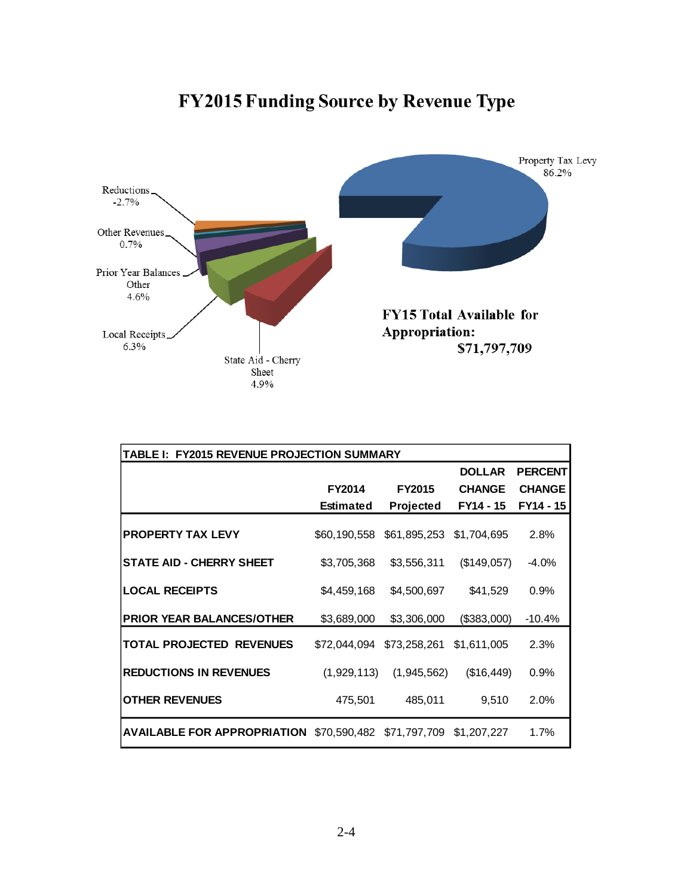# FY2015 Funding Source by Revenue Type

Property Tax Levy 86.2%

Reductions -2.7%

Other Revenues 0.7%

Prior Year Balances Other 4.6%

Local Receipts 6.3%

State Aid - Cherry Sheet 4.9%

**FY15 Total Available for Appropriation: $71,797,709**

| TABLE I: FY2015 REVENUE PROJECTION SUMMARY | | | | |
|---|---|---|---|---|
| | FY2014 Estimated | FY2015 Projected | DOLLAR CHANGE FY14 - 15 | PERCENT CHANGE FY14 - 15 |
| PROPERTY TAX LEVY | $60,190,558 | $61,895,253 | $1,704,695 | 2.8% |
| STATE AID - CHERRY SHEET | $3,705,368 | $3,556,311 | ($149,057) | -4.0% |
| LOCAL RECEIPTS | $4,459,168 | $4,500,697 | $41,529 | 0.9% |
| PRIOR YEAR BALANCES/OTHER | $3,689,000 | $3,306,000 | ($383,000) | -10.4% |
| TOTAL PROJECTED REVENUES | $72,044,094 | $73,258,261 | $1,611,005 | 2.3% |
| REDUCTIONS IN REVENUES | (1,929,113) | (1,945,562) | ($16,449) | 0.9% |
| OTHER REVENUES | 475,501 | 485,011 | 9,510 | 2.0% |
| AVAILABLE FOR APPROPRIATION | $70,590,482 | $71,797,709 | $1,207,227 | 1.7% |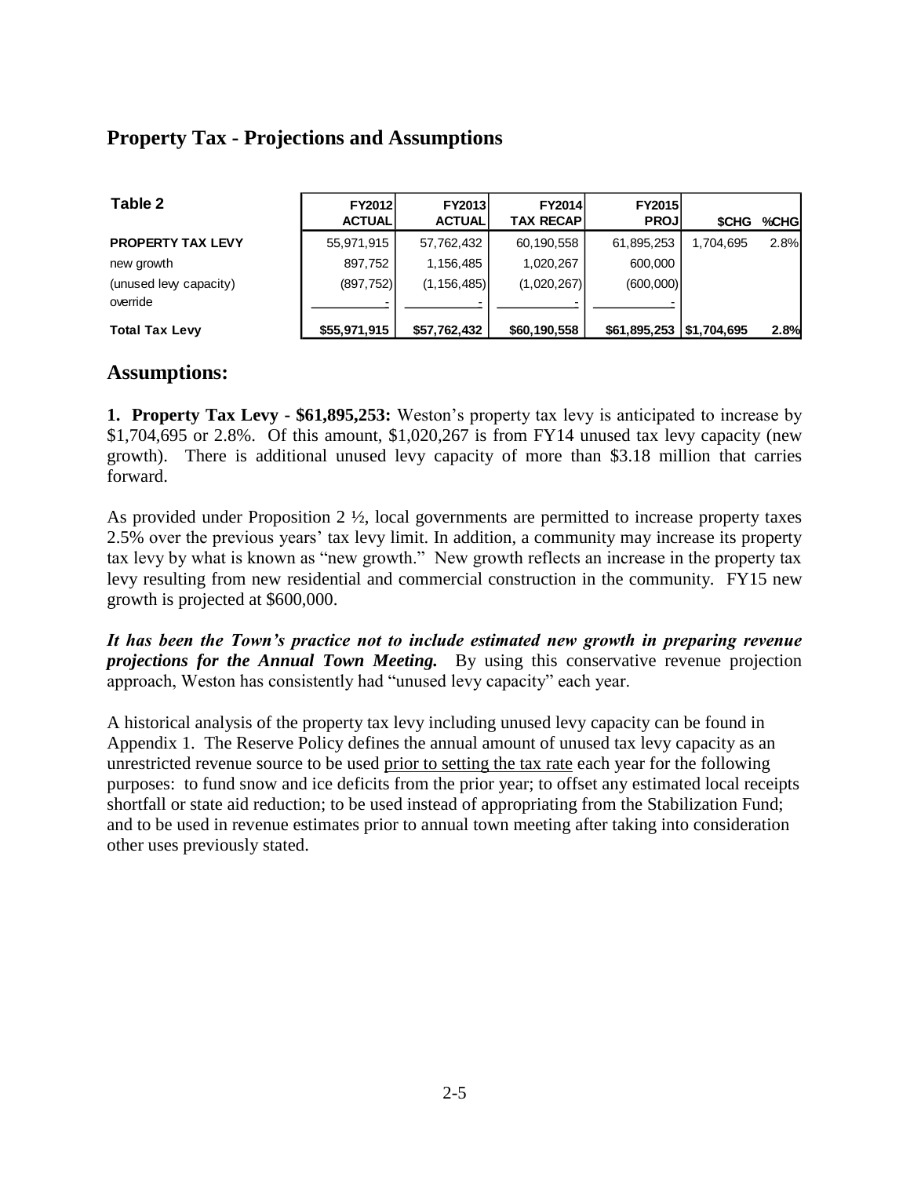## Property Tax - Projections and Assumptions

| Table 2 | FY2012 ACTUAL | FY2013 ACTUAL | FY2014 TAX RECAP | FY2015 PROJ | $CHG | %CHG |
|---|---|---|---|---|---|---|
| **PROPERTY TAX LEVY** | 55,971,915 | 57,762,432 | 60,190,558 | 61,895,253 | 1,704,695 | 2.8% |
| new growth | 897,752 | 1,156,485 | 1,020,267 | 600,000 | | |
| (unused levy capacity) | (897,752) | (1,156,485) | (1,020,267) | (600,000) | | |
| override | - | - | - | - | | |
| **Total Tax Levy** | **$55,971,915** | **$57,762,432** | **$60,190,558** | **$61,895,253** | **$1,704,695** | **2.8%** |

## Assumptions:

**1. Property Tax Levy - $61,895,253:** Weston's property tax levy is anticipated to increase by $1,704,695 or 2.8%. Of this amount, $1,020,267 is from FY14 unused tax levy capacity (new growth). There is additional unused levy capacity of more than $3.18 million that carries forward.

As provided under Proposition 2 ½, local governments are permitted to increase property taxes 2.5% over the previous years' tax levy limit. In addition, a community may increase its property tax levy by what is known as "new growth." New growth reflects an increase in the property tax levy resulting from new residential and commercial construction in the community. FY15 new growth is projected at $600,000.

***It has been the Town's practice not to include estimated new growth in preparing revenue projections for the Annual Town Meeting.*** By using this conservative revenue projection approach, Weston has consistently had "unused levy capacity" each year.

A historical analysis of the property tax levy including unused levy capacity can be found in Appendix 1. The Reserve Policy defines the annual amount of unused tax levy capacity as an unrestricted revenue source to be used prior to setting the tax rate each year for the following purposes: to fund snow and ice deficits from the prior year; to offset any estimated local receipts shortfall or state aid reduction; to be used instead of appropriating from the Stabilization Fund; and to be used in revenue estimates prior to annual town meeting after taking into consideration other uses previously stated.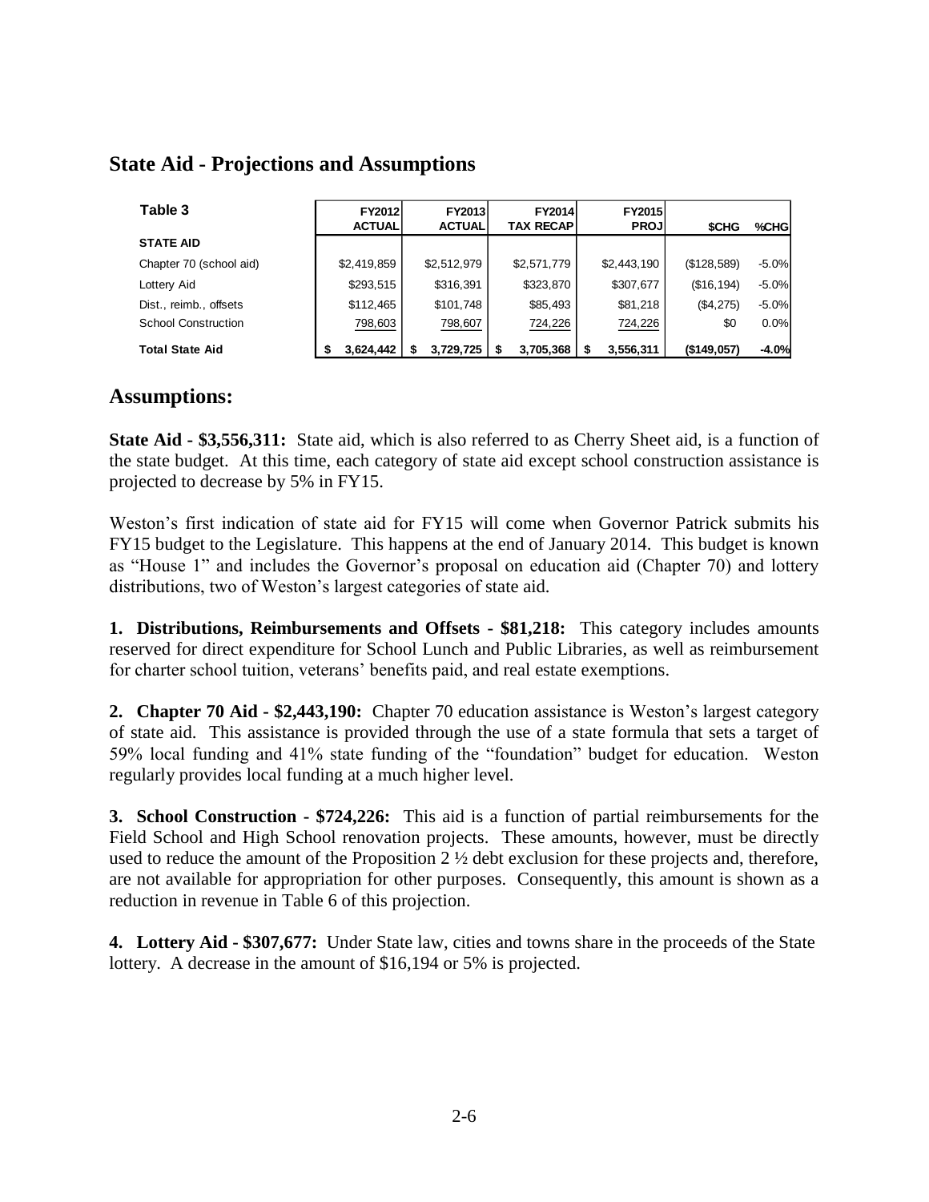## State Aid - Projections and Assumptions

| Table 3 | FY2012 ACTUAL | FY2013 ACTUAL | FY2014 TAX RECAP | FY2015 PROJ | $CHG | %CHG |
|---|---|---|---|---|---|---|
| **STATE AID** | | | | | | |
| Chapter 70 (school aid) | $2,419,859 | $2,512,979 | $2,571,779 | $2,443,190 | ($128,589) | -5.0% |
| Lottery Aid | $293,515 | $316,391 | $323,870 | $307,677 | ($16,194) | -5.0% |
| Dist., reimb., offsets | $112,465 | $101,748 | $85,493 | $81,218 | ($4,275) | -5.0% |
| School Construction | 798,603 | 798,607 | 724,226 | 724,226 | $0 | 0.0% |
| **Total State Aid** | **$ 3,624,442** | **$ 3,729,725** | **$ 3,705,368** | **$ 3,556,311** | **($149,057)** | **-4.0%** |

## Assumptions:

**State Aid - $3,556,311:** State aid, which is also referred to as Cherry Sheet aid, is a function of the state budget. At this time, each category of state aid except school construction assistance is projected to decrease by 5% in FY15.

Weston's first indication of state aid for FY15 will come when Governor Patrick submits his FY15 budget to the Legislature. This happens at the end of January 2014. This budget is known as "House 1" and includes the Governor's proposal on education aid (Chapter 70) and lottery distributions, two of Weston's largest categories of state aid.

**1. Distributions, Reimbursements and Offsets - $81,218:** This category includes amounts reserved for direct expenditure for School Lunch and Public Libraries, as well as reimbursement for charter school tuition, veterans' benefits paid, and real estate exemptions.

**2. Chapter 70 Aid - $2,443,190:** Chapter 70 education assistance is Weston's largest category of state aid. This assistance is provided through the use of a state formula that sets a target of 59% local funding and 41% state funding of the "foundation" budget for education. Weston regularly provides local funding at a much higher level.

**3. School Construction - $724,226:** This aid is a function of partial reimbursements for the Field School and High School renovation projects. These amounts, however, must be directly used to reduce the amount of the Proposition 2 ½ debt exclusion for these projects and, therefore, are not available for appropriation for other purposes. Consequently, this amount is shown as a reduction in revenue in Table 6 of this projection.

**4. Lottery Aid - $307,677:** Under State law, cities and towns share in the proceeds of the State lottery. A decrease in the amount of $16,194 or 5% is projected.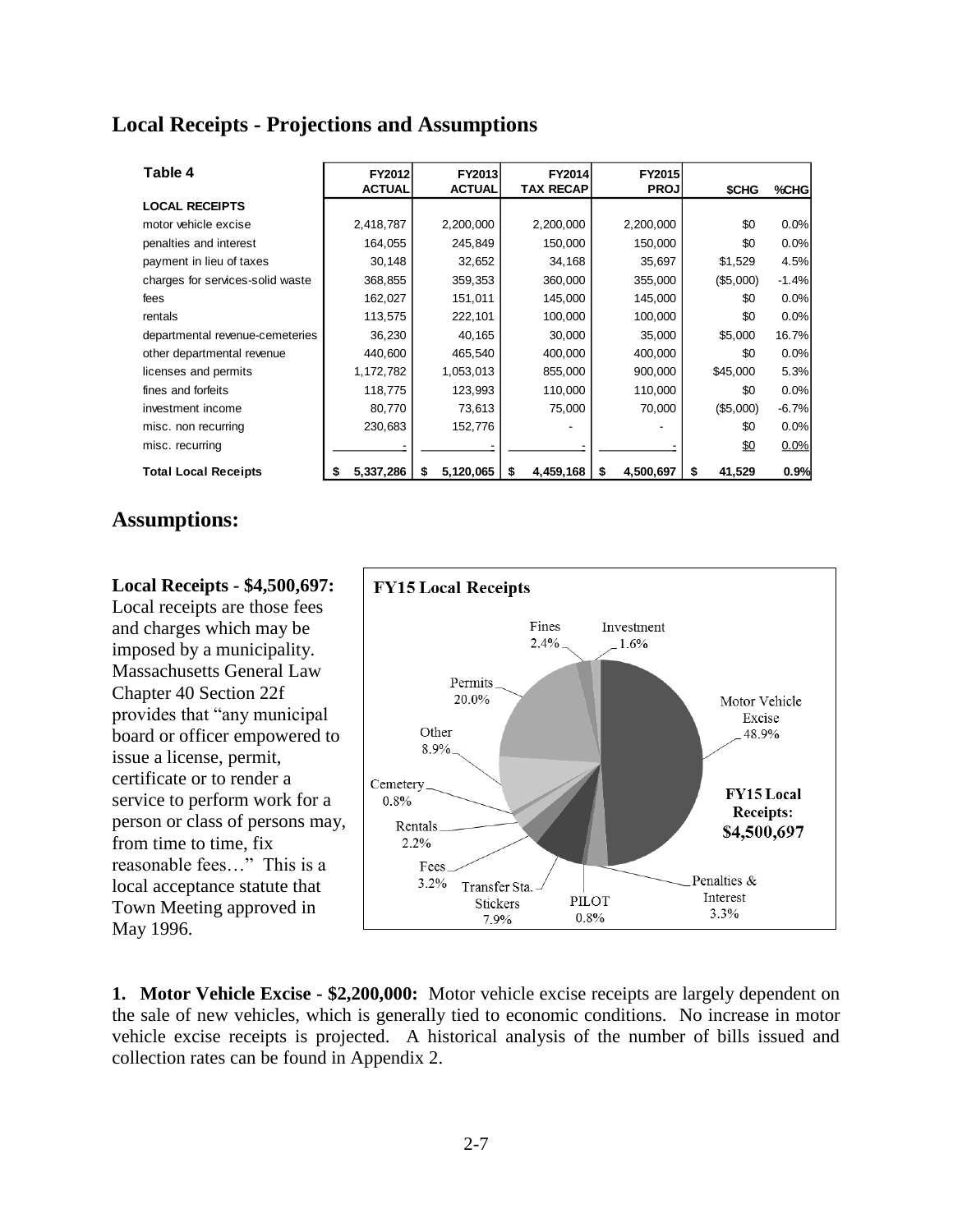## Local Receipts - Projections and Assumptions

| Table 4 | FY2012 ACTUAL | FY2013 ACTUAL | FY2014 TAX RECAP | FY2015 PROJ | $CHG | %CHG |
|---|---|---|---|---|---|---|
| **LOCAL RECEIPTS** | | | | | | |
| motor vehicle excise | 2,418,787 | 2,200,000 | 2,200,000 | 2,200,000 | $0 | 0.0% |
| penalties and interest | 164,055 | 245,849 | 150,000 | 150,000 | $0 | 0.0% |
| payment in lieu of taxes | 30,148 | 32,652 | 34,168 | 35,697 | $1,529 | 4.5% |
| charges for services-solid waste | 368,855 | 359,353 | 360,000 | 355,000 | ($5,000) | -1.4% |
| fees | 162,027 | 151,011 | 145,000 | 145,000 | $0 | 0.0% |
| rentals | 113,575 | 222,101 | 100,000 | 100,000 | $0 | 0.0% |
| departmental revenue-cemeteries | 36,230 | 40,165 | 30,000 | 35,000 | $5,000 | 16.7% |
| other departmental revenue | 440,600 | 465,540 | 400,000 | 400,000 | $0 | 0.0% |
| licenses and permits | 1,172,782 | 1,053,013 | 855,000 | 900,000 | $45,000 | 5.3% |
| fines and forfeits | 118,775 | 123,993 | 110,000 | 110,000 | $0 | 0.0% |
| investment income | 80,770 | 73,613 | 75,000 | 70,000 | ($5,000) | -6.7% |
| misc. non recurring | 230,683 | 152,776 | - | - | $0 | 0.0% |
| misc. recurring | - | - | - | - | $0 | 0.0% |
| **Total Local Receipts** | **$ 5,337,286** | **$ 5,120,065** | **$ 4,459,168** | **$ 4,500,697** | **$ 41,529** | **0.9%** |

## Assumptions:

**Local Receipts - $4,500,697:** Local receipts are those fees and charges which may be imposed by a municipality. Massachusetts General Law Chapter 40 Section 22f provides that "any municipal board or officer empowered to issue a license, permit, certificate or to render a service to perform work for a person or class of persons may, from time to time, fix reasonable fees…" This is a local acceptance statute that Town Meeting approved in May 1996.

**FY15 Local Receipts**

| Category | Share |
|---|---|
| Motor Vehicle Excise | 48.9% |
| Penalties & Interest | 3.3% |
| PILOT | 0.8% |
| Transfer Sta. Stickers | 7.9% |
| Fees | 3.2% |
| Rentals | 2.2% |
| Cemetery | 0.8% |
| Other | 8.9% |
| Permits | 20.0% |
| Fines | 2.4% |
| Investment | 1.6% |

**FY15 Local Receipts: $4,500,697**

**1. Motor Vehicle Excise - $2,200,000:** Motor vehicle excise receipts are largely dependent on the sale of new vehicles, which is generally tied to economic conditions. No increase in motor vehicle excise receipts is projected. A historical analysis of the number of bills issued and collection rates can be found in Appendix 2.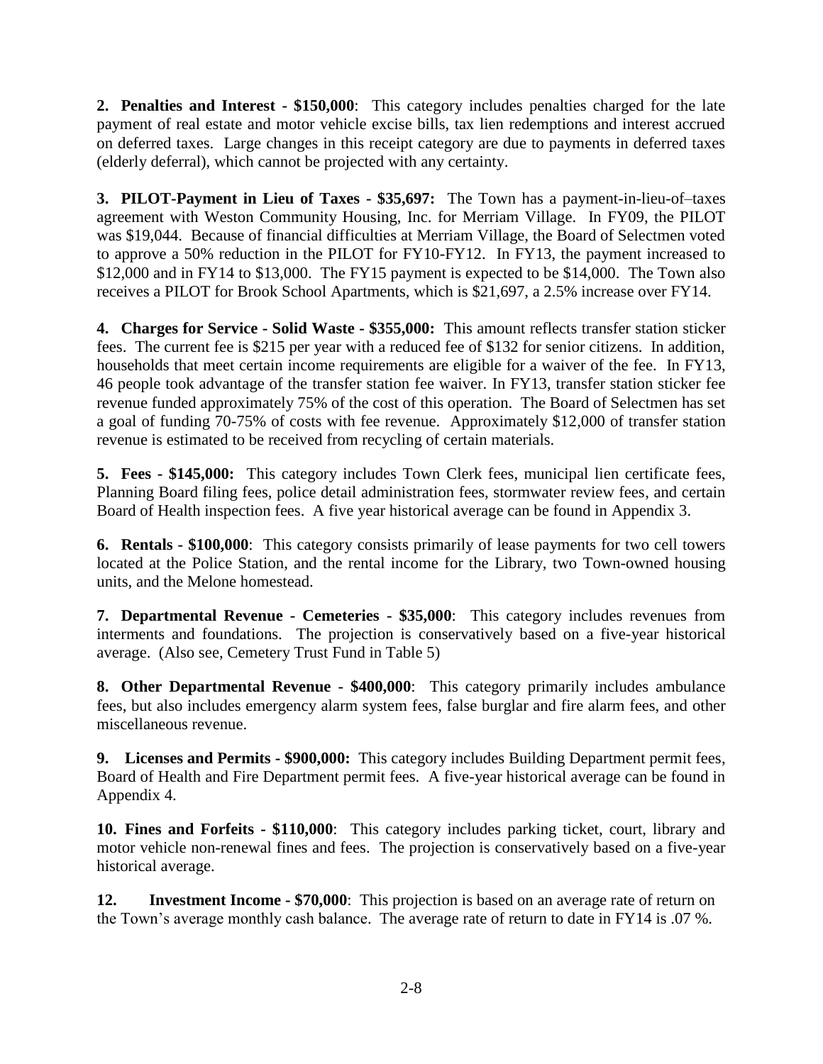**2. Penalties and Interest - $150,000**: This category includes penalties charged for the late payment of real estate and motor vehicle excise bills, tax lien redemptions and interest accrued on deferred taxes. Large changes in this receipt category are due to payments in deferred taxes (elderly deferral), which cannot be projected with any certainty.

**3. PILOT-Payment in Lieu of Taxes - $35,697:** The Town has a payment-in-lieu-of–taxes agreement with Weston Community Housing, Inc. for Merriam Village. In FY09, the PILOT was $19,044. Because of financial difficulties at Merriam Village, the Board of Selectmen voted to approve a 50% reduction in the PILOT for FY10-FY12. In FY13, the payment increased to $12,000 and in FY14 to $13,000. The FY15 payment is expected to be $14,000. The Town also receives a PILOT for Brook School Apartments, which is $21,697, a 2.5% increase over FY14.

**4. Charges for Service - Solid Waste - $355,000:** This amount reflects transfer station sticker fees. The current fee is $215 per year with a reduced fee of $132 for senior citizens. In addition, households that meet certain income requirements are eligible for a waiver of the fee. In FY13, 46 people took advantage of the transfer station fee waiver. In FY13, transfer station sticker fee revenue funded approximately 75% of the cost of this operation. The Board of Selectmen has set a goal of funding 70-75% of costs with fee revenue. Approximately $12,000 of transfer station revenue is estimated to be received from recycling of certain materials.

**5. Fees - $145,000:** This category includes Town Clerk fees, municipal lien certificate fees, Planning Board filing fees, police detail administration fees, stormwater review fees, and certain Board of Health inspection fees. A five year historical average can be found in Appendix 3.

**6. Rentals - $100,000**: This category consists primarily of lease payments for two cell towers located at the Police Station, and the rental income for the Library, two Town-owned housing units, and the Melone homestead.

**7. Departmental Revenue - Cemeteries - $35,000**: This category includes revenues from interments and foundations. The projection is conservatively based on a five-year historical average. (Also see, Cemetery Trust Fund in Table 5)

**8. Other Departmental Revenue - $400,000**: This category primarily includes ambulance fees, but also includes emergency alarm system fees, false burglar and fire alarm fees, and other miscellaneous revenue.

**9. Licenses and Permits - $900,000:** This category includes Building Department permit fees, Board of Health and Fire Department permit fees. A five-year historical average can be found in Appendix 4.

**10. Fines and Forfeits - $110,000**: This category includes parking ticket, court, library and motor vehicle non-renewal fines and fees. The projection is conservatively based on a five-year historical average.

**12. Investment Income - $70,000**: This projection is based on an average rate of return on the Town's average monthly cash balance. The average rate of return to date in FY14 is .07 %.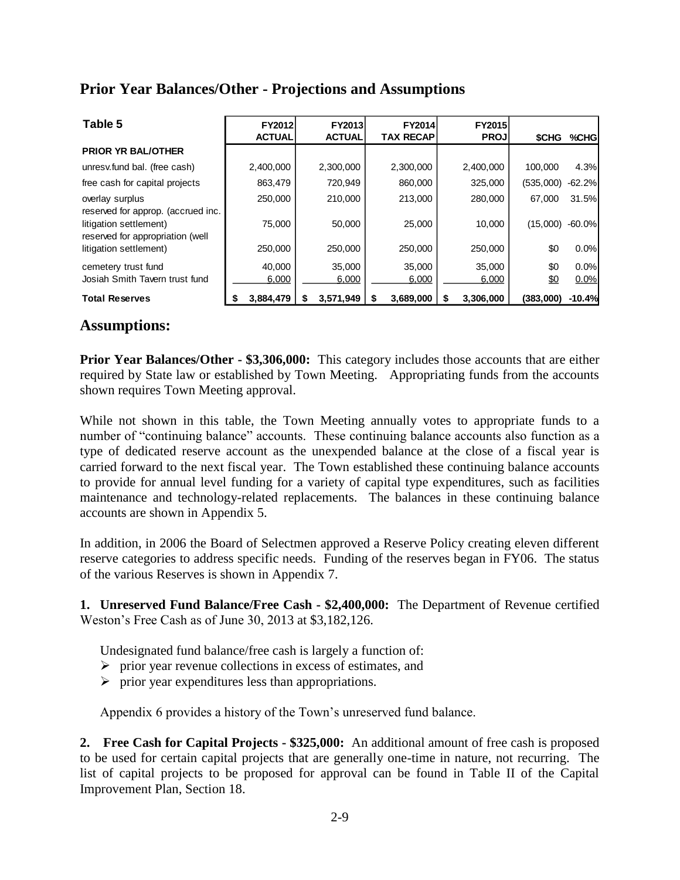## Prior Year Balances/Other - Projections and Assumptions

| Table 5 | FY2012 ACTUAL | FY2013 ACTUAL | FY2014 TAX RECAP | FY2015 PROJ | $CHG | %CHG |
|---|---|---|---|---|---|---|
| **PRIOR YR BAL/OTHER** | | | | | | |
| unresv.fund bal. (free cash) | 2,400,000 | 2,300,000 | 2,300,000 | 2,400,000 | 100,000 | 4.3% |
| free cash for capital projects | 863,479 | 720,949 | 860,000 | 325,000 | (535,000) | -62.2% |
| overlay surplus | 250,000 | 210,000 | 213,000 | 280,000 | 67,000 | 31.5% |
| reserved for approp. (accrued inc. litigation settlement) | 75,000 | 50,000 | 25,000 | 10,000 | (15,000) | -60.0% |
| reserved for appropriation (well litigation settlement) | 250,000 | 250,000 | 250,000 | 250,000 | $0 | 0.0% |
| cemetery trust fund | 40,000 | 35,000 | 35,000 | 35,000 | $0 | 0.0% |
| Josiah Smith Tavern trust fund | 6,000 | 6,000 | 6,000 | 6,000 | $0 | 0.0% |
| **Total Reserves** | **$ 3,884,479** | **$ 3,571,949** | **$ 3,689,000** | **$ 3,306,000** | **(383,000)** | **-10.4%** |

## Assumptions:

**Prior Year Balances/Other - $3,306,000:** This category includes those accounts that are either required by State law or established by Town Meeting. Appropriating funds from the accounts shown requires Town Meeting approval.

While not shown in this table, the Town Meeting annually votes to appropriate funds to a number of "continuing balance" accounts. These continuing balance accounts also function as a type of dedicated reserve account as the unexpended balance at the close of a fiscal year is carried forward to the next fiscal year. The Town established these continuing balance accounts to provide for annual level funding for a variety of capital type expenditures, such as facilities maintenance and technology-related replacements. The balances in these continuing balance accounts are shown in Appendix 5.

In addition, in 2006 the Board of Selectmen approved a Reserve Policy creating eleven different reserve categories to address specific needs. Funding of the reserves began in FY06. The status of the various Reserves is shown in Appendix 7.

**1. Unreserved Fund Balance/Free Cash - $2,400,000:** The Department of Revenue certified Weston's Free Cash as of June 30, 2013 at $3,182,126.

Undesignated fund balance/free cash is largely a function of:

- prior year revenue collections in excess of estimates, and
- prior year expenditures less than appropriations.

Appendix 6 provides a history of the Town's unreserved fund balance.

**2. Free Cash for Capital Projects - $325,000:** An additional amount of free cash is proposed to be used for certain capital projects that are generally one-time in nature, not recurring. The list of capital projects to be proposed for approval can be found in Table II of the Capital Improvement Plan, Section 18.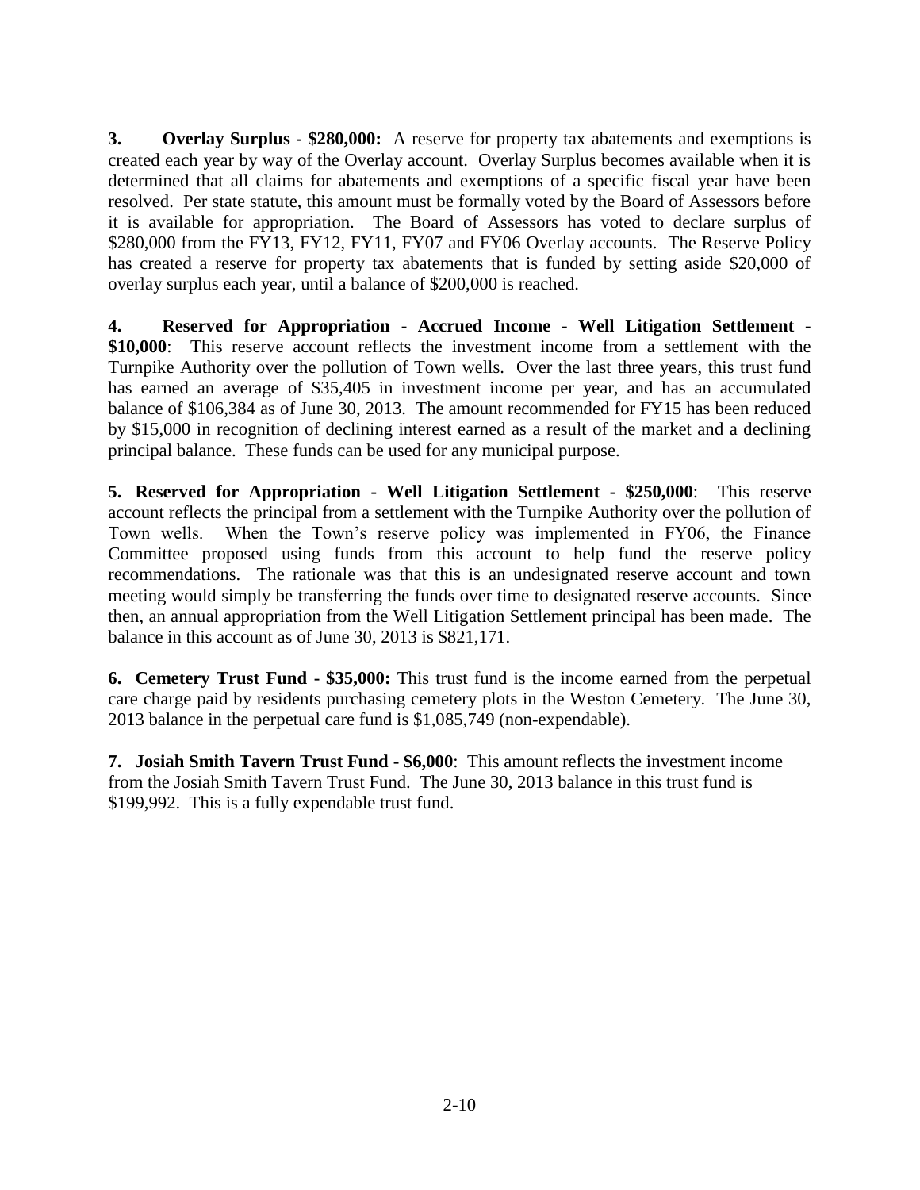**3. Overlay Surplus - \$280,000:** A reserve for property tax abatements and exemptions is created each year by way of the Overlay account. Overlay Surplus becomes available when it is determined that all claims for abatements and exemptions of a specific fiscal year have been resolved. Per state statute, this amount must be formally voted by the Board of Assessors before it is available for appropriation. The Board of Assessors has voted to declare surplus of \$280,000 from the FY13, FY12, FY11, FY07 and FY06 Overlay accounts. The Reserve Policy has created a reserve for property tax abatements that is funded by setting aside \$20,000 of overlay surplus each year, until a balance of \$200,000 is reached.

**4. Reserved for Appropriation - Accrued Income - Well Litigation Settlement - \$10,000**: This reserve account reflects the investment income from a settlement with the Turnpike Authority over the pollution of Town wells. Over the last three years, this trust fund has earned an average of \$35,405 in investment income per year, and has an accumulated balance of \$106,384 as of June 30, 2013. The amount recommended for FY15 has been reduced by \$15,000 in recognition of declining interest earned as a result of the market and a declining principal balance. These funds can be used for any municipal purpose.

**5. Reserved for Appropriation - Well Litigation Settlement - \$250,000**: This reserve account reflects the principal from a settlement with the Turnpike Authority over the pollution of Town wells. When the Town's reserve policy was implemented in FY06, the Finance Committee proposed using funds from this account to help fund the reserve policy recommendations. The rationale was that this is an undesignated reserve account and town meeting would simply be transferring the funds over time to designated reserve accounts. Since then, an annual appropriation from the Well Litigation Settlement principal has been made. The balance in this account as of June 30, 2013 is \$821,171.

**6. Cemetery Trust Fund - \$35,000:** This trust fund is the income earned from the perpetual care charge paid by residents purchasing cemetery plots in the Weston Cemetery. The June 30, 2013 balance in the perpetual care fund is \$1,085,749 (non-expendable).

**7. Josiah Smith Tavern Trust Fund - \$6,000**: This amount reflects the investment income from the Josiah Smith Tavern Trust Fund. The June 30, 2013 balance in this trust fund is \$199,992. This is a fully expendable trust fund.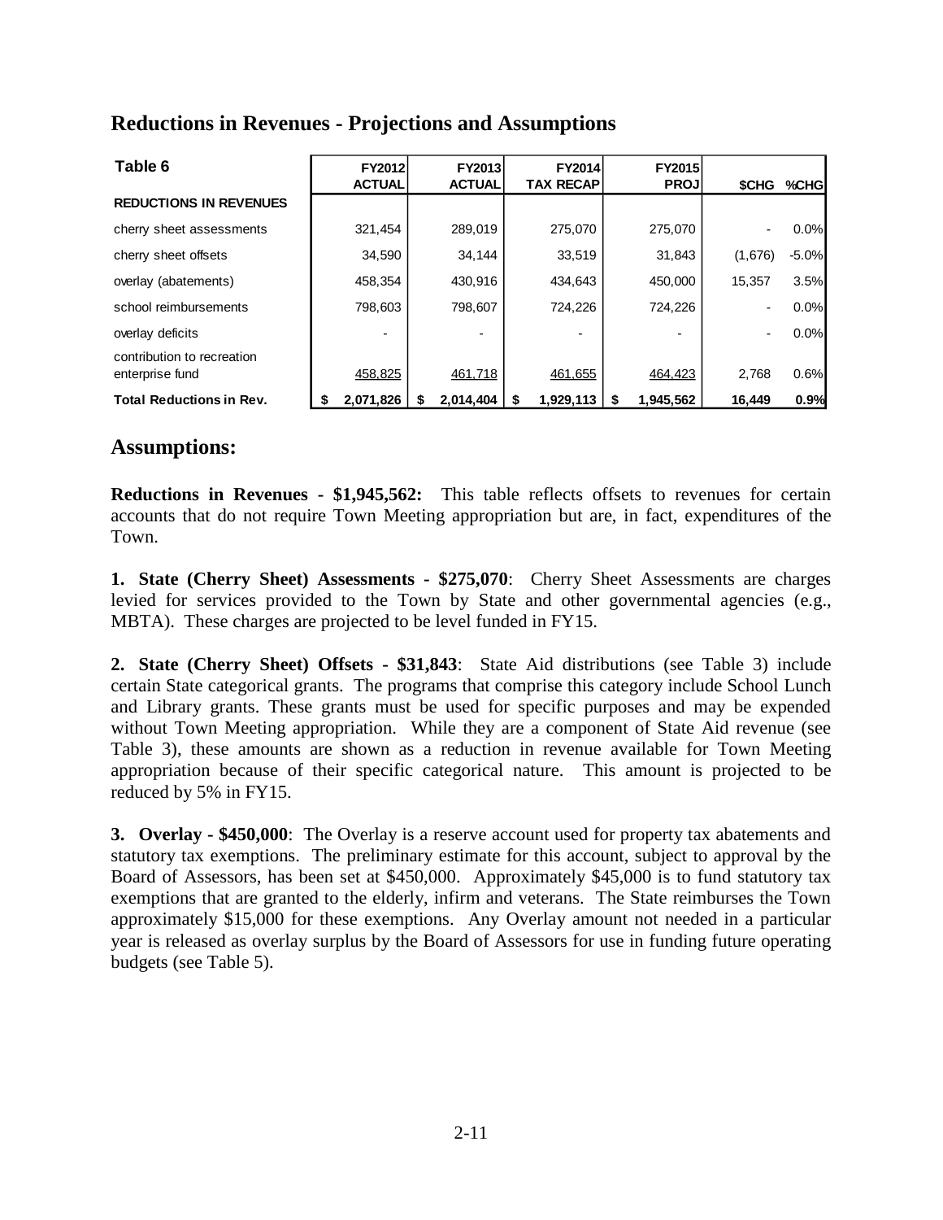## Reductions in Revenues - Projections and Assumptions

| Table 6 | FY2012 ACTUAL | FY2013 ACTUAL | FY2014 TAX RECAP | FY2015 PROJ | $CHG | %CHG |
|---|---|---|---|---|---|---|
| **REDUCTIONS IN REVENUES** | | | | | | |
| cherry sheet assessments | 321,454 | 289,019 | 275,070 | 275,070 | - | 0.0% |
| cherry sheet offsets | 34,590 | 34,144 | 33,519 | 31,843 | (1,676) | -5.0% |
| overlay (abatements) | 458,354 | 430,916 | 434,643 | 450,000 | 15,357 | 3.5% |
| school reimbursements | 798,603 | 798,607 | 724,226 | 724,226 | - | 0.0% |
| overlay deficits | - | - | - | - | - | 0.0% |
| contribution to recreation enterprise fund | 458,825 | 461,718 | 461,655 | 464,423 | 2,768 | 0.6% |
| **Total Reductions in Rev.** | **$ 2,071,826** | **$ 2,014,404** | **$ 1,929,113** | **$ 1,945,562** | **16,449** | **0.9%** |

## Assumptions:

**Reductions in Revenues - $1,945,562:** This table reflects offsets to revenues for certain accounts that do not require Town Meeting appropriation but are, in fact, expenditures of the Town.

**1. State (Cherry Sheet) Assessments - $275,070**: Cherry Sheet Assessments are charges levied for services provided to the Town by State and other governmental agencies (e.g., MBTA). These charges are projected to be level funded in FY15.

**2. State (Cherry Sheet) Offsets - $31,843**: State Aid distributions (see Table 3) include certain State categorical grants. The programs that comprise this category include School Lunch and Library grants. These grants must be used for specific purposes and may be expended without Town Meeting appropriation. While they are a component of State Aid revenue (see Table 3), these amounts are shown as a reduction in revenue available for Town Meeting appropriation because of their specific categorical nature. This amount is projected to be reduced by 5% in FY15.

**3. Overlay - $450,000**: The Overlay is a reserve account used for property tax abatements and statutory tax exemptions. The preliminary estimate for this account, subject to approval by the Board of Assessors, has been set at $450,000. Approximately $45,000 is to fund statutory tax exemptions that are granted to the elderly, infirm and veterans. The State reimburses the Town approximately $15,000 for these exemptions. Any Overlay amount not needed in a particular year is released as overlay surplus by the Board of Assessors for use in funding future operating budgets (see Table 5).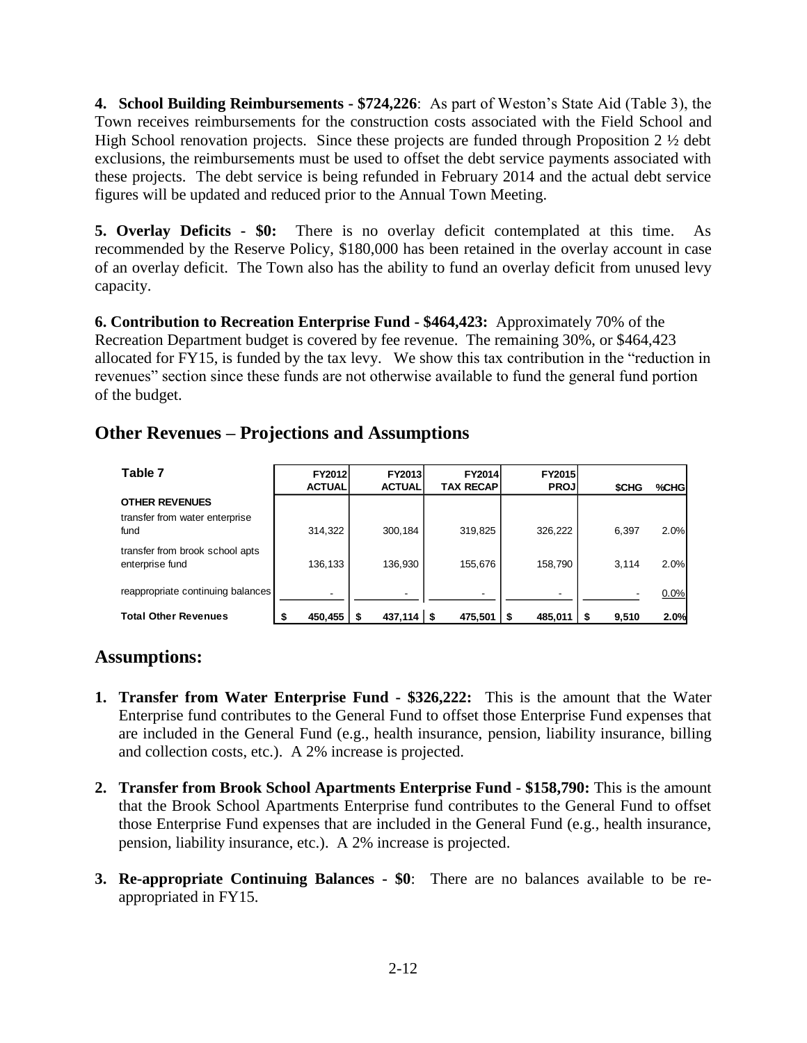**4. School Building Reimbursements - $724,226**: As part of Weston's State Aid (Table 3), the Town receives reimbursements for the construction costs associated with the Field School and High School renovation projects. Since these projects are funded through Proposition 2 ½ debt exclusions, the reimbursements must be used to offset the debt service payments associated with these projects. The debt service is being refunded in February 2014 and the actual debt service figures will be updated and reduced prior to the Annual Town Meeting.

**5. Overlay Deficits - $0:** There is no overlay deficit contemplated at this time. As recommended by the Reserve Policy, $180,000 has been retained in the overlay account in case of an overlay deficit. The Town also has the ability to fund an overlay deficit from unused levy capacity.

**6. Contribution to Recreation Enterprise Fund - $464,423:** Approximately 70% of the Recreation Department budget is covered by fee revenue. The remaining 30%, or $464,423 allocated for FY15, is funded by the tax levy. We show this tax contribution in the "reduction in revenues" section since these funds are not otherwise available to fund the general fund portion of the budget.

## Other Revenues – Projections and Assumptions

| Table 7 | FY2012 ACTUAL | FY2013 ACTUAL | FY2014 TAX RECAP | FY2015 PROJ | $CHG | %CHG |
|---|---|---|---|---|---|---|
| **OTHER REVENUES** | | | | | | |
| transfer from water enterprise fund | 314,322 | 300,184 | 319,825 | 326,222 | 6,397 | 2.0% |
| transfer from brook school apts enterprise fund | 136,133 | 136,930 | 155,676 | 158,790 | 3,114 | 2.0% |
| reappropriate continuing balances | - | - | - | - | - | 0.0% |
| **Total Other Revenues** | **$ 450,455** | **$ 437,114** | **$ 475,501** | **$ 485,011** | **$ 9,510** | **2.0%** |

## Assumptions:

1. **Transfer from Water Enterprise Fund - $326,222:** This is the amount that the Water Enterprise fund contributes to the General Fund to offset those Enterprise Fund expenses that are included in the General Fund (e.g., health insurance, pension, liability insurance, billing and collection costs, etc.). A 2% increase is projected.

2. **Transfer from Brook School Apartments Enterprise Fund - $158,790:** This is the amount that the Brook School Apartments Enterprise fund contributes to the General Fund to offset those Enterprise Fund expenses that are included in the General Fund (e.g., health insurance, pension, liability insurance, etc.). A 2% increase is projected.

3. **Re-appropriate Continuing Balances - $0**: There are no balances available to be re-appropriated in FY15.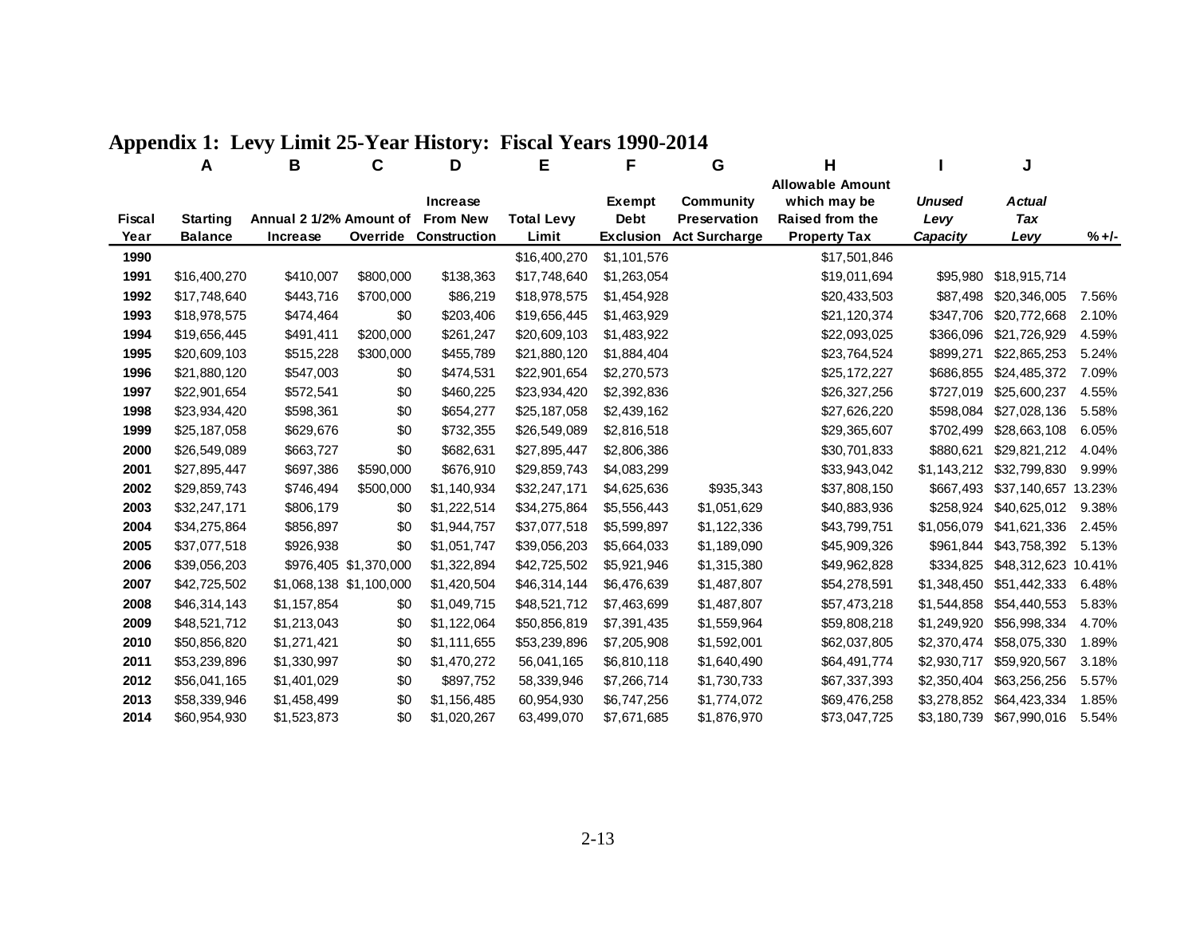# Appendix 1: Levy Limit 25-Year History: Fiscal Years 1990-2014

| | A | B | C | D | E | F | G | H | I | J | |
|---|---|---|---|---|---|---|---|---|---|---|---|
| Fiscal Year | Starting Balance | Annual 2 1/2% Increase | Amount of Override | Increase From New Construction | Total Levy Limit | Exempt Debt Exclusion | Community Preservation Act Surcharge | Allowable Amount which may be Raised from the Property Tax | *Unused Levy Capacity* | *Actual Tax Levy* | % +/- |
| **1990** | | | | | $16,400,270 | $1,101,576 | | $17,501,846 | | | |
| **1991** | $16,400,270 | $410,007 | $800,000 | $138,363 | $17,748,640 | $1,263,054 | | $19,011,694 | $95,980 | $18,915,714 | |
| **1992** | $17,748,640 | $443,716 | $700,000 | $86,219 | $18,978,575 | $1,454,928 | | $20,433,503 | $87,498 | $20,346,005 | 7.56% |
| **1993** | $18,978,575 | $474,464 | $0 | $203,406 | $19,656,445 | $1,463,929 | | $21,120,374 | $347,706 | $20,772,668 | 2.10% |
| **1994** | $19,656,445 | $491,411 | $200,000 | $261,247 | $20,609,103 | $1,483,922 | | $22,093,025 | $366,096 | $21,726,929 | 4.59% |
| **1995** | $20,609,103 | $515,228 | $300,000 | $455,789 | $21,880,120 | $1,884,404 | | $23,764,524 | $899,271 | $22,865,253 | 5.24% |
| **1996** | $21,880,120 | $547,003 | $0 | $474,531 | $22,901,654 | $2,270,573 | | $25,172,227 | $686,855 | $24,485,372 | 7.09% |
| **1997** | $22,901,654 | $572,541 | $0 | $460,225 | $23,934,420 | $2,392,836 | | $26,327,256 | $727,019 | $25,600,237 | 4.55% |
| **1998** | $23,934,420 | $598,361 | $0 | $654,277 | $25,187,058 | $2,439,162 | | $27,626,220 | $598,084 | $27,028,136 | 5.58% |
| **1999** | $25,187,058 | $629,676 | $0 | $732,355 | $26,549,089 | $2,816,518 | | $29,365,607 | $702,499 | $28,663,108 | 6.05% |
| **2000** | $26,549,089 | $663,727 | $0 | $682,631 | $27,895,447 | $2,806,386 | | $30,701,833 | $880,621 | $29,821,212 | 4.04% |
| **2001** | $27,895,447 | $697,386 | $590,000 | $676,910 | $29,859,743 | $4,083,299 | | $33,943,042 | $1,143,212 | $32,799,830 | 9.99% |
| **2002** | $29,859,743 | $746,494 | $500,000 | $1,140,934 | $32,247,171 | $4,625,636 | $935,343 | $37,808,150 | $667,493 | $37,140,657 | 13.23% |
| **2003** | $32,247,171 | $806,179 | $0 | $1,222,514 | $34,275,864 | $5,556,443 | $1,051,629 | $40,883,936 | $258,924 | $40,625,012 | 9.38% |
| **2004** | $34,275,864 | $856,897 | $0 | $1,944,757 | $37,077,518 | $5,599,897 | $1,122,336 | $43,799,751 | $1,056,079 | $41,621,336 | 2.45% |
| **2005** | $37,077,518 | $926,938 | $0 | $1,051,747 | $39,056,203 | $5,664,033 | $1,189,090 | $45,909,326 | $961,844 | $43,758,392 | 5.13% |
| **2006** | $39,056,203 | $976,405 | $1,370,000 | $1,322,894 | $42,725,502 | $5,921,946 | $1,315,380 | $49,962,828 | $334,825 | $48,312,623 | 10.41% |
| **2007** | $42,725,502 | $1,068,138 | $1,100,000 | $1,420,504 | $46,314,144 | $6,476,639 | $1,487,807 | $54,278,591 | $1,348,450 | $51,442,333 | 6.48% |
| **2008** | $46,314,143 | $1,157,854 | $0 | $1,049,715 | $48,521,712 | $7,463,699 | $1,487,807 | $57,473,218 | $1,544,858 | $54,440,553 | 5.83% |
| **2009** | $48,521,712 | $1,213,043 | $0 | $1,122,064 | $50,856,819 | $7,391,435 | $1,559,964 | $59,808,218 | $1,249,920 | $56,998,334 | 4.70% |
| **2010** | $50,856,820 | $1,271,421 | $0 | $1,111,655 | $53,239,896 | $7,205,908 | $1,592,001 | $62,037,805 | $2,370,474 | $58,075,330 | 1.89% |
| **2011** | $53,239,896 | $1,330,997 | $0 | $1,470,272 | 56,041,165 | $6,810,118 | $1,640,490 | $64,491,774 | $2,930,717 | $59,920,567 | 3.18% |
| **2012** | $56,041,165 | $1,401,029 | $0 | $897,752 | 58,339,946 | $7,266,714 | $1,730,733 | $67,337,393 | $2,350,404 | $63,256,256 | 5.57% |
| **2013** | $58,339,946 | $1,458,499 | $0 | $1,156,485 | 60,954,930 | $6,747,256 | $1,774,072 | $69,476,258 | $3,278,852 | $64,423,334 | 1.85% |
| **2014** | $60,954,930 | $1,523,873 | $0 | $1,020,267 | 63,499,070 | $7,671,685 | $1,876,970 | $73,047,725 | $3,180,739 | $67,990,016 | 5.54% |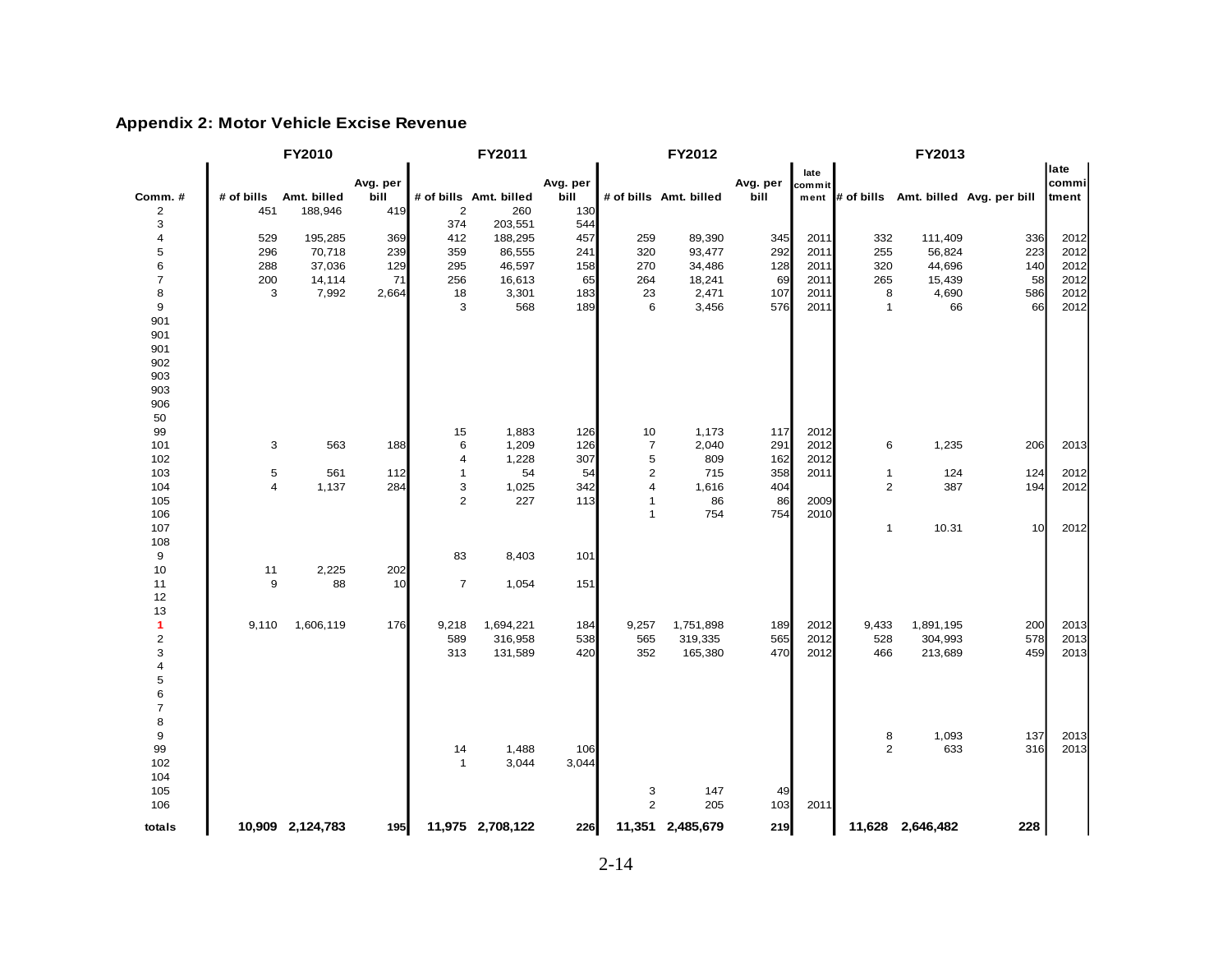## Appendix 2: Motor Vehicle Excise Revenue

| | FY2010 | | | FY2011 | | | FY2012 | | | | FY2013 | | | |
|---|---|---|---|---|---|---|---|---|---|---|---|---|---|---|
| Comm. # | # of bills | Amt. billed | Avg. per bill | # of bills | Amt. billed | Avg. per bill | # of bills | Amt. billed | Avg. per bill | late commit ment | # of bills | Amt. billed | Avg. per bill | late commi tment |
| 2 | 451 | 188,946 | 419 | 2 | 260 | 130 | | | | | | | | |
| 3 | | | | 374 | 203,551 | 544 | | | | | | | | |
| 4 | 529 | 195,285 | 369 | 412 | 188,295 | 457 | 259 | 89,390 | 345 | 2011 | 332 | 111,409 | 336 | 2012 |
| 5 | 296 | 70,718 | 239 | 359 | 86,555 | 241 | 320 | 93,477 | 292 | 2011 | 255 | 56,824 | 223 | 2012 |
| 6 | 288 | 37,036 | 129 | 295 | 46,597 | 158 | 270 | 34,486 | 128 | 2011 | 320 | 44,696 | 140 | 2012 |
| 7 | 200 | 14,114 | 71 | 256 | 16,613 | 65 | 264 | 18,241 | 69 | 2011 | 265 | 15,439 | 58 | 2012 |
| 8 | 3 | 7,992 | 2,664 | 18 | 3,301 | 183 | 23 | 2,471 | 107 | 2011 | 8 | 4,690 | 586 | 2012 |
| 9 | | | | 3 | 568 | 189 | 6 | 3,456 | 576 | 2011 | 1 | 66 | 66 | 2012 |
| 901 | | | | | | | | | | | | | | |
| 901 | | | | | | | | | | | | | | |
| 901 | | | | | | | | | | | | | | |
| 902 | | | | | | | | | | | | | | |
| 903 | | | | | | | | | | | | | | |
| 903 | | | | | | | | | | | | | | |
| 906 | | | | | | | | | | | | | | |
| 50 | | | | | | | | | | | | | | |
| 99 | | | | 15 | 1,883 | 126 | 10 | 1,173 | 117 | 2012 | | | | |
| 101 | 3 | 563 | 188 | 6 | 1,209 | 126 | 7 | 2,040 | 291 | 2012 | 6 | 1,235 | 206 | 2013 |
| 102 | | | | 4 | 1,228 | 307 | 5 | 809 | 162 | 2012 | | | | |
| 103 | 5 | 561 | 112 | 1 | 54 | 54 | 2 | 715 | 358 | 2011 | 1 | 124 | 124 | 2012 |
| 104 | 4 | 1,137 | 284 | 3 | 1,025 | 342 | 4 | 1,616 | 404 | | 2 | 387 | 194 | 2012 |
| 105 | | | | 2 | 227 | 113 | 1 | 86 | 86 | 2009 | | | | |
| 106 | | | | | | | 1 | 754 | 754 | 2010 | | | | |
| 107 | | | | | | | | | | | 1 | 10.31 | 10 | 2012 |
| 108 | | | | | | | | | | | | | | |
| 9 | | | | 83 | 8,403 | 101 | | | | | | | | |
| 10 | 11 | 2,225 | 202 | | | | | | | | | | | |
| 11 | 9 | 88 | 10 | 7 | 1,054 | 151 | | | | | | | | |
| 12 | | | | | | | | | | | | | | |
| 13 | | | | | | | | | | | | | | |
| 1 | 9,110 | 1,606,119 | 176 | 9,218 | 1,694,221 | 184 | 9,257 | 1,751,898 | 189 | 2012 | 9,433 | 1,891,195 | 200 | 2013 |
| 2 | | | | 589 | 316,958 | 538 | 565 | 319,335 | 565 | 2012 | 528 | 304,993 | 578 | 2013 |
| 3 | | | | 313 | 131,589 | 420 | 352 | 165,380 | 470 | 2012 | 466 | 213,689 | 459 | 2013 |
| 4 | | | | | | | | | | | | | | |
| 5 | | | | | | | | | | | | | | |
| 6 | | | | | | | | | | | | | | |
| 7 | | | | | | | | | | | | | | |
| 8 | | | | | | | | | | | | | | |
| 9 | | | | | | | | | | | 8 | 1,093 | 137 | 2013 |
| 99 | | | | 14 | 1,488 | 106 | | | | | 2 | 633 | 316 | 2013 |
| 102 | | | | 1 | 3,044 | 3,044 | | | | | | | | |
| 104 | | | | | | | | | | | | | | |
| 105 | | | | | | | 3 | 147 | 49 | | | | | |
| 106 | | | | | | | 2 | 205 | 103 | 2011 | | | | |
| **totals** | **10,909** | **2,124,783** | **195** | **11,975** | **2,708,122** | **226** | **11,351** | **2,485,679** | **219** | | **11,628** | **2,646,482** | **228** | |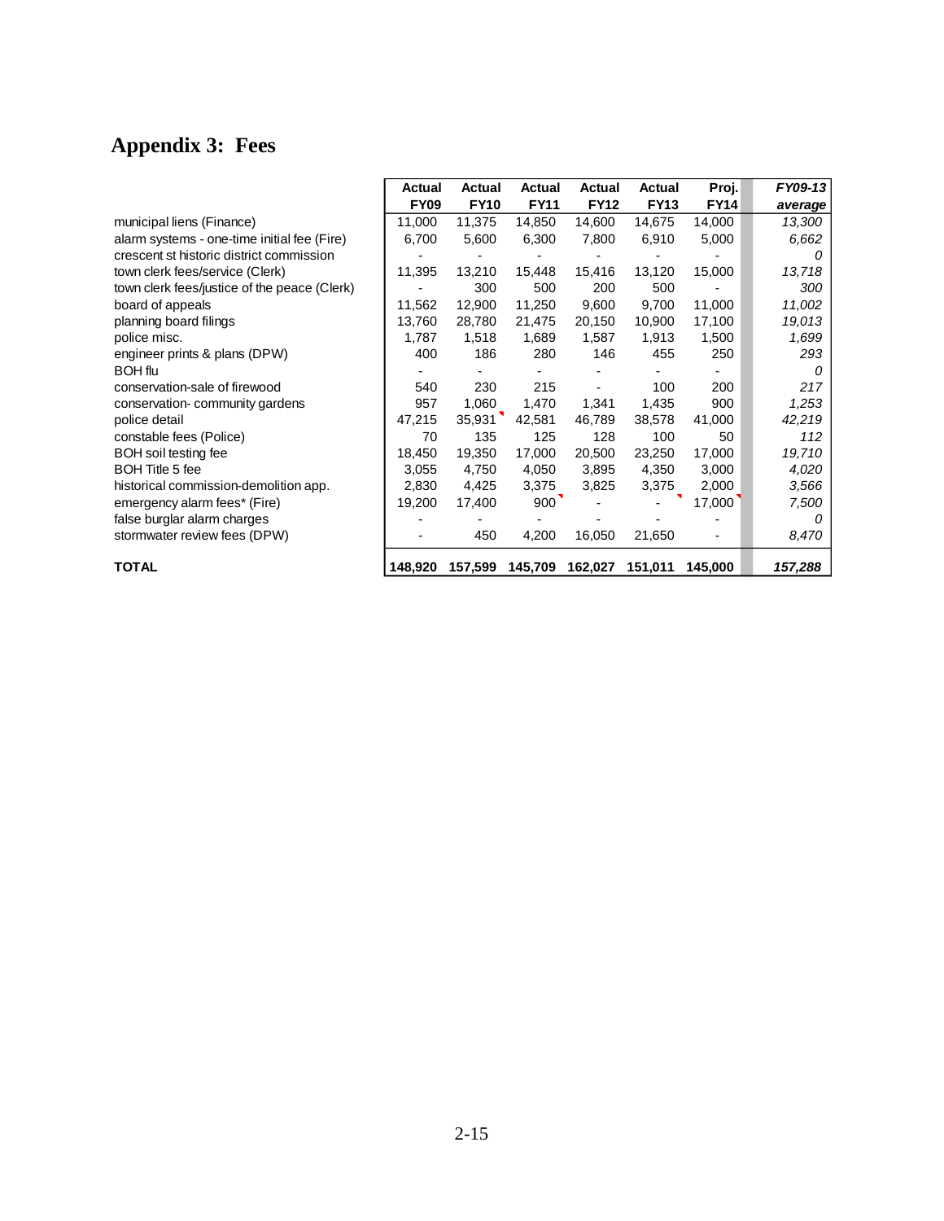# Appendix 3: Fees

| | Actual FY09 | Actual FY10 | Actual FY11 | Actual FY12 | Actual FY13 | Proj. FY14 | *FY09-13 average* |
|---|---|---|---|---|---|---|---|
| municipal liens (Finance) | 11,000 | 11,375 | 14,850 | 14,600 | 14,675 | 14,000 | *13,300* |
| alarm systems - one-time initial fee (Fire) | 6,700 | 5,600 | 6,300 | 7,800 | 6,910 | 5,000 | *6,662* |
| crescent st historic district commission | - | - | - | - | - | - | *0* |
| town clerk fees/service (Clerk) | 11,395 | 13,210 | 15,448 | 15,416 | 13,120 | 15,000 | *13,718* |
| town clerk fees/justice of the peace (Clerk) | - | 300 | 500 | 200 | 500 | - | *300* |
| board of appeals | 11,562 | 12,900 | 11,250 | 9,600 | 9,700 | 11,000 | *11,002* |
| planning board filings | 13,760 | 28,780 | 21,475 | 20,150 | 10,900 | 17,100 | *19,013* |
| police misc. | 1,787 | 1,518 | 1,689 | 1,587 | 1,913 | 1,500 | *1,699* |
| engineer prints & plans (DPW) | 400 | 186 | 280 | 146 | 455 | 250 | *293* |
| BOH flu | - | - | - | - | - | - | *0* |
| conservation-sale of firewood | 540 | 230 | 215 | - | 100 | 200 | *217* |
| conservation- community gardens | 957 | 1,060 | 1,470 | 1,341 | 1,435 | 900 | *1,253* |
| police detail | 47,215 | 35,931 | 42,581 | 46,789 | 38,578 | 41,000 | *42,219* |
| constable fees (Police) | 70 | 135 | 125 | 128 | 100 | 50 | *112* |
| BOH soil testing fee | 18,450 | 19,350 | 17,000 | 20,500 | 23,250 | 17,000 | *19,710* |
| BOH Title 5 fee | 3,055 | 4,750 | 4,050 | 3,895 | 4,350 | 3,000 | *4,020* |
| historical commission-demolition app. | 2,830 | 4,425 | 3,375 | 3,825 | 3,375 | 2,000 | *3,566* |
| emergency alarm fees* (Fire) | 19,200 | 17,400 | 900 | - | - | 17,000 | *7,500* |
| false burglar alarm charges | - | - | - | - | - | - | *0* |
| stormwater review fees (DPW) | - | 450 | 4,200 | 16,050 | 21,650 | - | *8,470* |
| **TOTAL** | **148,920** | **157,599** | **145,709** | **162,027** | **151,011** | **145,000** | ***157,288*** |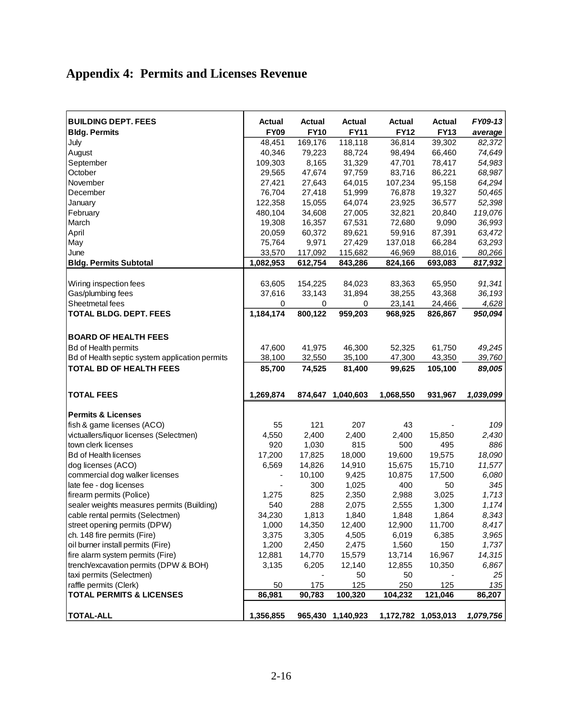# Appendix 4: Permits and Licenses Revenue

| BUILDING DEPT. FEES | Actual | Actual | Actual | Actual | Actual | *FY09-13* |
|---|---|---|---|---|---|---|
| **Bldg. Permits** | **FY09** | **FY10** | **FY11** | **FY12** | **FY13** | ***average*** |
| July | 48,451 | 169,176 | 118,118 | 36,814 | 39,302 | *82,372* |
| August | 40,346 | 79,223 | 88,724 | 98,494 | 66,460 | *74,649* |
| September | 109,303 | 8,165 | 31,329 | 47,701 | 78,417 | *54,983* |
| October | 29,565 | 47,674 | 97,759 | 83,716 | 86,221 | *68,987* |
| November | 27,421 | 27,643 | 64,015 | 107,234 | 95,158 | *64,294* |
| December | 76,704 | 27,418 | 51,999 | 76,878 | 19,327 | *50,465* |
| January | 122,358 | 15,055 | 64,074 | 23,925 | 36,577 | *52,398* |
| February | 480,104 | 34,608 | 27,005 | 32,821 | 20,840 | *119,076* |
| March | 19,308 | 16,357 | 67,531 | 72,680 | 9,090 | *36,993* |
| April | 20,059 | 60,372 | 89,621 | 59,916 | 87,391 | *63,472* |
| May | 75,764 | 9,971 | 27,429 | 137,018 | 66,284 | *63,293* |
| June | 33,570 | 117,092 | 115,682 | 46,969 | 88,016 | *80,266* |
| **Bldg. Permits Subtotal** | **1,082,953** | **612,754** | **843,286** | **824,166** | **693,083** | ***817,932*** |
| | | | | | | |
| Wiring inspection fees | 63,605 | 154,225 | 84,023 | 83,363 | 65,950 | *91,341* |
| Gas/plumbing fees | 37,616 | 33,143 | 31,894 | 38,255 | 43,368 | *36,193* |
| Sheetmetal fees | 0 | 0 | 0 | 23,141 | 24,466 | *4,628* |
| **TOTAL BLDG. DEPT. FEES** | **1,184,174** | **800,122** | **959,203** | **968,925** | **826,867** | ***950,094*** |
| | | | | | | |
| **BOARD OF HEALTH FEES** | | | | | | |
| Bd of Health permits | 47,600 | 41,975 | 46,300 | 52,325 | 61,750 | *49,245* |
| Bd of Health septic system application permits | 38,100 | 32,550 | 35,100 | 47,300 | 43,350 | *39,760* |
| **TOTAL BD OF HEALTH FEES** | **85,700** | **74,525** | **81,400** | **99,625** | **105,100** | ***89,005*** |
| | | | | | | |
| **TOTAL FEES** | **1,269,874** | **874,647** | **1,040,603** | **1,068,550** | **931,967** | ***1,039,099*** |
| | | | | | | |
| **Permits & Licenses** | | | | | | |
| fish & game licenses (ACO) | 55 | 121 | 207 | 43 | - | *109* |
| victuallers/liquor licenses (Selectmen) | 4,550 | 2,400 | 2,400 | 2,400 | 15,850 | *2,430* |
| town clerk licenses | 920 | 1,030 | 815 | 500 | 495 | *886* |
| Bd of Health licenses | 17,200 | 17,825 | 18,000 | 19,600 | 19,575 | *18,090* |
| dog licenses (ACO) | 6,569 | 14,826 | 14,910 | 15,675 | 15,710 | *11,577* |
| commercial dog walker licenses | - | 10,100 | 9,425 | 10,875 | 17,500 | *6,080* |
| late fee - dog licenses | - | 300 | 1,025 | 400 | 50 | *345* |
| firearm permits (Police) | 1,275 | 825 | 2,350 | 2,988 | 3,025 | *1,713* |
| sealer weights measures permits (Building) | 540 | 288 | 2,075 | 2,555 | 1,300 | *1,174* |
| cable rental permits (Selectmen) | 34,230 | 1,813 | 1,840 | 1,848 | 1,864 | *8,343* |
| street opening permits (DPW) | 1,000 | 14,350 | 12,400 | 12,900 | 11,700 | *8,417* |
| ch. 148 fire permits (Fire) | 3,375 | 3,305 | 4,505 | 6,019 | 6,385 | *3,965* |
| oil burner install permits (Fire) | 1,200 | 2,450 | 2,475 | 1,560 | 150 | *1,737* |
| fire alarm system permits (Fire) | 12,881 | 14,770 | 15,579 | 13,714 | 16,967 | *14,315* |
| trench/excavation permits (DPW & BOH) | 3,135 | 6,205 | 12,140 | 12,855 | 10,350 | *6,867* |
| taxi permits (Selectmen) | | - | 50 | 50 | - | *25* |
| raffle permits (Clerk) | 50 | 175 | 125 | 250 | 125 | *135* |
| **TOTAL PERMITS & LICENSES** | **86,981** | **90,783** | **100,320** | **104,232** | **121,046** | **86,207** |
| | | | | | | |
| **TOTAL-ALL** | **1,356,855** | **965,430** | **1,140,923** | **1,172,782** | **1,053,013** | ***1,079,756*** |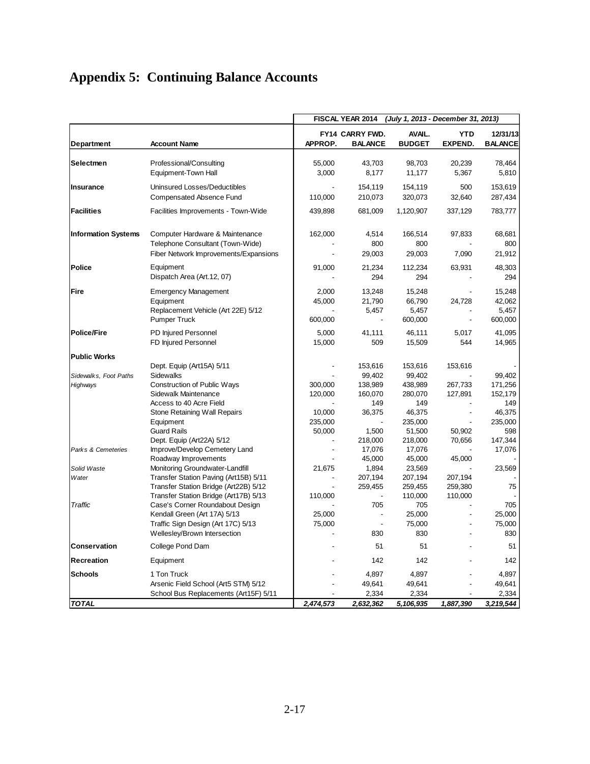# Appendix 5: Continuing Balance Accounts

| | | FISCAL YEAR 2014 *(July 1, 2013 - December 31, 2013)* | | | | |
|---|---|---|---|---|---|---|
| **Department** | **Account Name** | **APPROP.** | **FY14 CARRY FWD. BALANCE** | **AVAIL. BUDGET** | **YTD EXPEND.** | **12/31/13 BALANCE** |
| **Selectmen** | Professional/Consulting | 55,000 | 43,703 | 98,703 | 20,239 | 78,464 |
| | Equipment-Town Hall | 3,000 | 8,177 | 11,177 | 5,367 | 5,810 |
| **Insurance** | Uninsured Losses/Deductibles | - | 154,119 | 154,119 | 500 | 153,619 |
| | Compensated Absence Fund | 110,000 | 210,073 | 320,073 | 32,640 | 287,434 |
| **Facilities** | Facilities Improvements - Town-Wide | 439,898 | 681,009 | 1,120,907 | 337,129 | 783,777 |
| **Information Systems** | Computer Hardware & Maintenance | 162,000 | 4,514 | 166,514 | 97,833 | 68,681 |
| | Telephone Consultant (Town-Wide) | - | 800 | 800 | - | 800 |
| | Fiber Network Improvements/Expansions | - | 29,003 | 29,003 | 7,090 | 21,912 |
| **Police** | Equipment | 91,000 | 21,234 | 112,234 | 63,931 | 48,303 |
| | Dispatch Area (Art.12, 07) | - | 294 | 294 | - | 294 |
| **Fire** | Emergency Management | 2,000 | 13,248 | 15,248 | - | 15,248 |
| | Equipment | 45,000 | 21,790 | 66,790 | 24,728 | 42,062 |
| | Replacement Vehicle (Art 22E) 5/12 | - | 5,457 | 5,457 | - | 5,457 |
| | Pumper Truck | 600,000 | - | 600,000 | - | 600,000 |
| **Police/Fire** | PD Injured Personnel | 5,000 | 41,111 | 46,111 | 5,017 | 41,095 |
| | FD Injured Personnel | 15,000 | 509 | 15,509 | 544 | 14,965 |
| **Public Works** | | | | | | |
| | Dept. Equip (Art15A) 5/11 | - | 153,616 | 153,616 | 153,616 | - |
| *Sidewalks, Foot Paths* | Sidewalks | - | 99,402 | 99,402 | - | 99,402 |
| *Highways* | Construction of Public Ways | 300,000 | 138,989 | 438,989 | 267,733 | 171,256 |
| | Sidewalk Maintenance | 120,000 | 160,070 | 280,070 | 127,891 | 152,179 |
| | Access to 40 Acre Field | - | 149 | 149 | - | 149 |
| | Stone Retaining Wall Repairs | 10,000 | 36,375 | 46,375 | - | 46,375 |
| | Equipment | 235,000 | - | 235,000 | - | 235,000 |
| | Guard Rails | 50,000 | 1,500 | 51,500 | 50,902 | 598 |
| | Dept. Equip (Art22A) 5/12 | - | 218,000 | 218,000 | 70,656 | 147,344 |
| *Parks & Cemeteries* | Improve/Develop Cemetery Land | - | 17,076 | 17,076 | - | 17,076 |
| | Roadway Improvements | - | 45,000 | 45,000 | 45,000 | - |
| *Solid Waste* | Monitoring Groundwater-Landfill | 21,675 | 1,894 | 23,569 | - | 23,569 |
| *Water* | Transfer Station Paving (Art15B) 5/11 | - | 207,194 | 207,194 | 207,194 | - |
| | Transfer Station Bridge (Art22B) 5/12 | - | 259,455 | 259,455 | 259,380 | 75 |
| | Transfer Station Bridge (Art17B) 5/13 | 110,000 | - | 110,000 | 110,000 | - |
| *Traffic* | Case's Corner Roundabout Design | - | 705 | 705 | - | 705 |
| | Kendall Green (Art 17A) 5/13 | 25,000 | - | 25,000 | - | 25,000 |
| | Traffic Sign Design (Art 17C) 5/13 | 75,000 | - | 75,000 | - | 75,000 |
| | Wellesley/Brown Intersection | - | 830 | 830 | - | 830 |
| **Conservation** | College Pond Dam | - | 51 | 51 | - | 51 |
| **Recreation** | Equipment | - | 142 | 142 | - | 142 |
| **Schools** | 1 Ton Truck | - | 4,897 | 4,897 | - | 4,897 |
| | Arsenic Field School (Art5 STM) 5/12 | - | 49,641 | 49,641 | - | 49,641 |
| | School Bus Replacements (Art15F) 5/11 | - | 2,334 | 2,334 | - | 2,334 |
| ***TOTAL*** | | ***2,474,573*** | ***2,632,362*** | ***5,106,935*** | ***1,887,390*** | ***3,219,544*** |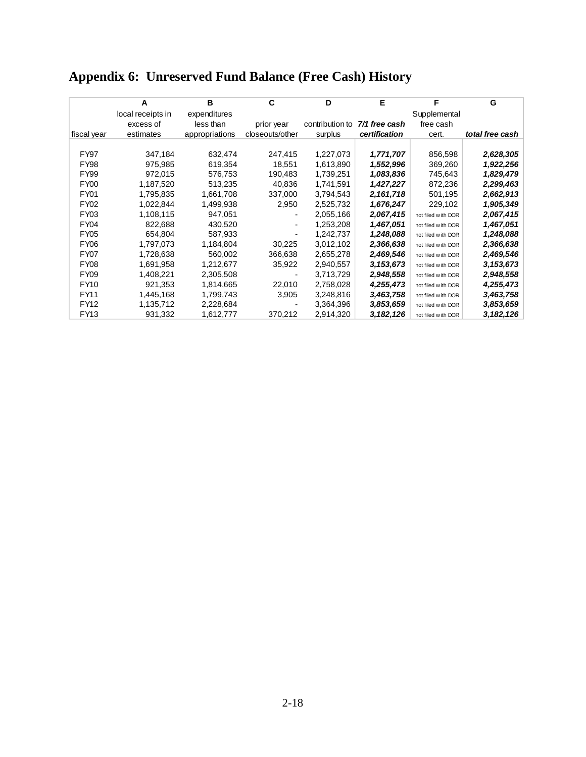# Appendix 6: Unreserved Fund Balance (Free Cash) History

| | A | B | C | D | E | F | G |
|---|---|---|---|---|---|---|---|
| fiscal year | local receipts in excess of estimates | expenditures less than appropriations | prior year closeouts/other | contribution to surplus | ***7/1 free cash certification*** | Supplemental free cash cert. | ***total free cash*** |
| FY97 | 347,184 | 632,474 | 247,415 | 1,227,073 | ***1,771,707*** | 856,598 | ***2,628,305*** |
| FY98 | 975,985 | 619,354 | 18,551 | 1,613,890 | ***1,552,996*** | 369,260 | ***1,922,256*** |
| FY99 | 972,015 | 576,753 | 190,483 | 1,739,251 | ***1,083,836*** | 745,643 | ***1,829,479*** |
| FY00 | 1,187,520 | 513,235 | 40,836 | 1,741,591 | ***1,427,227*** | 872,236 | ***2,299,463*** |
| FY01 | 1,795,835 | 1,661,708 | 337,000 | 3,794,543 | ***2,161,718*** | 501,195 | ***2,662,913*** |
| FY02 | 1,022,844 | 1,499,938 | 2,950 | 2,525,732 | ***1,676,247*** | 229,102 | ***1,905,349*** |
| FY03 | 1,108,115 | 947,051 | - | 2,055,166 | ***2,067,415*** | not filed with DOR | ***2,067,415*** |
| FY04 | 822,688 | 430,520 | - | 1,253,208 | ***1,467,051*** | not filed with DOR | ***1,467,051*** |
| FY05 | 654,804 | 587,933 | - | 1,242,737 | ***1,248,088*** | not filed with DOR | ***1,248,088*** |
| FY06 | 1,797,073 | 1,184,804 | 30,225 | 3,012,102 | ***2,366,638*** | not filed with DOR | ***2,366,638*** |
| FY07 | 1,728,638 | 560,002 | 366,638 | 2,655,278 | ***2,469,546*** | not filed with DOR | ***2,469,546*** |
| FY08 | 1,691,958 | 1,212,677 | 35,922 | 2,940,557 | ***3,153,673*** | not filed with DOR | ***3,153,673*** |
| FY09 | 1,408,221 | 2,305,508 | - | 3,713,729 | ***2,948,558*** | not filed with DOR | ***2,948,558*** |
| FY10 | 921,353 | 1,814,665 | 22,010 | 2,758,028 | ***4,255,473*** | not filed with DOR | ***4,255,473*** |
| FY11 | 1,445,168 | 1,799,743 | 3,905 | 3,248,816 | ***3,463,758*** | not filed with DOR | ***3,463,758*** |
| FY12 | 1,135,712 | 2,228,684 | - | 3,364,396 | ***3,853,659*** | not filed with DOR | ***3,853,659*** |
| FY13 | 931,332 | 1,612,777 | 370,212 | 2,914,320 | ***3,182,126*** | not filed with DOR | ***3,182,126*** |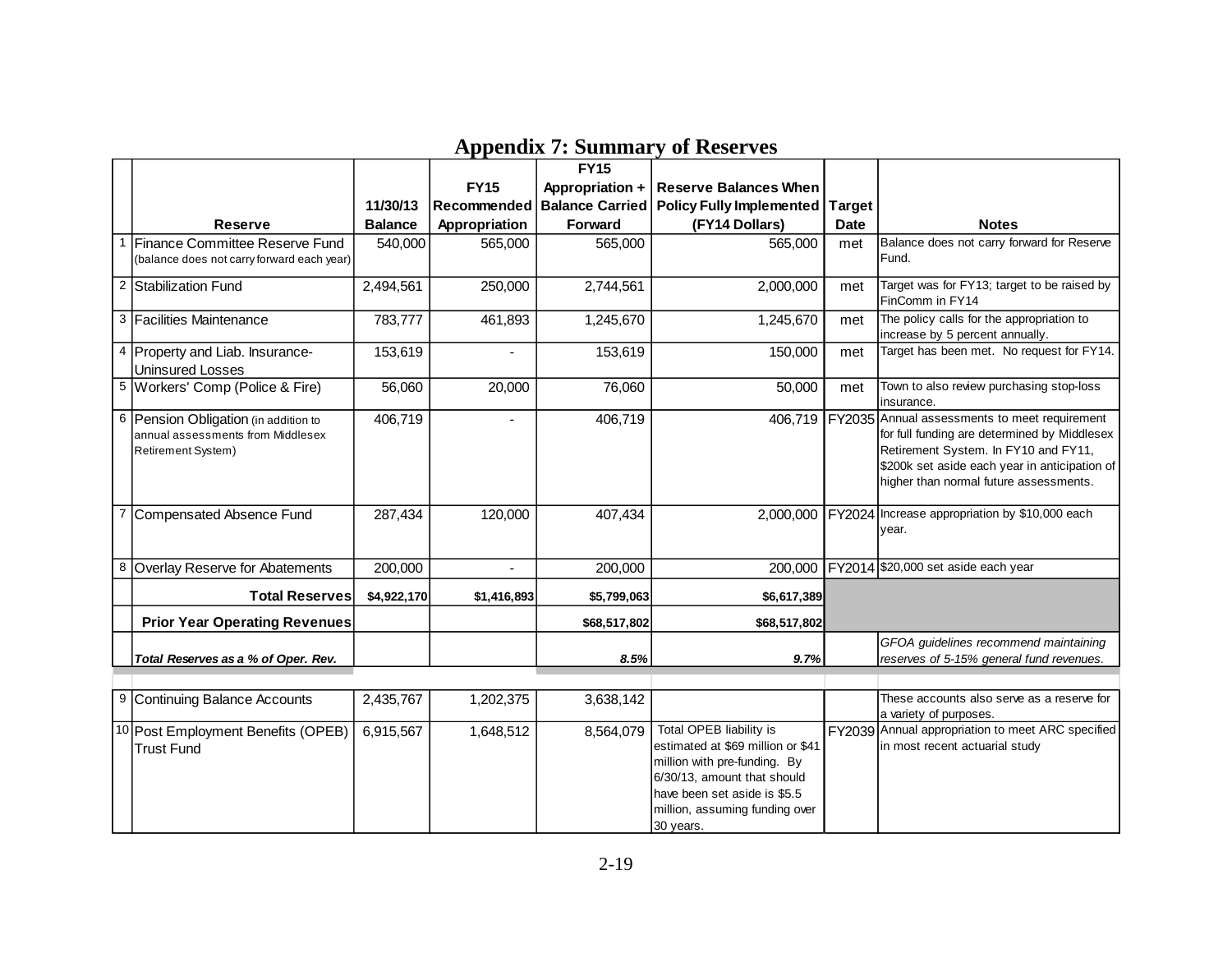# Appendix 7: Summary of Reserves

| | Reserve | 11/30/13 Balance | FY15 Recommended Appropriation | FY15 Appropriation + Balance Carried Forward | Reserve Balances When Policy Fully Implemented (FY14 Dollars) | Target Date | Notes |
|---|---|---|---|---|---|---|---|
| 1 | Finance Committee Reserve Fund (balance does not carry forward each year) | 540,000 | 565,000 | 565,000 | 565,000 | met | Balance does not carry forward for Reserve Fund. |
| 2 | Stabilization Fund | 2,494,561 | 250,000 | 2,744,561 | 2,000,000 | met | Target was for FY13; target to be raised by FinComm in FY14 |
| 3 | Facilities Maintenance | 783,777 | 461,893 | 1,245,670 | 1,245,670 | met | The policy calls for the appropriation to increase by 5 percent annually. |
| 4 | Property and Liab. Insurance-Uninsured Losses | 153,619 | - | 153,619 | 150,000 | met | Target has been met. No request for FY14. |
| 5 | Workers' Comp (Police & Fire) | 56,060 | 20,000 | 76,060 | 50,000 | met | Town to also review purchasing stop-loss insurance. |
| 6 | Pension Obligation (in addition to annual assessments from Middlesex Retirement System) | 406,719 | - | 406,719 | 406,719 | FY2035 | Annual assessments to meet requirement for full funding are determined by Middlesex Retirement System. In FY10 and FY11, $200k set aside each year in anticipation of higher than normal future assessments. |
| 7 | Compensated Absence Fund | 287,434 | 120,000 | 407,434 | 2,000,000 | FY2024 | Increase appropriation by $10,000 each year. |
| 8 | Overlay Reserve for Abatements | 200,000 | - | 200,000 | 200,000 | FY2014 | $20,000 set aside each year |
| | **Total Reserves** | **$4,922,170** | **$1,416,893** | **$5,799,063** | **$6,617,389** | | |
| | **Prior Year Operating Revenues** | | | **$68,517,802** | **$68,517,802** | | |
| | ***Total Reserves as a % of Oper. Rev.*** | | | ***8.5%*** | ***9.7%*** | | *GFOA guidelines recommend maintaining reserves of 5-15% general fund revenues.* |
| 9 | Continuing Balance Accounts | 2,435,767 | 1,202,375 | 3,638,142 | | | These accounts also serve as a reserve for a variety of purposes. |
| 10 | Post Employment Benefits (OPEB) Trust Fund | 6,915,567 | 1,648,512 | 8,564,079 | Total OPEB liability is estimated at $69 million or $41 million with pre-funding. By 6/30/13, amount that should have been set aside is $5.5 million, assuming funding over 30 years. | FY2039 | Annual appropriation to meet ARC specified in most recent actuarial study |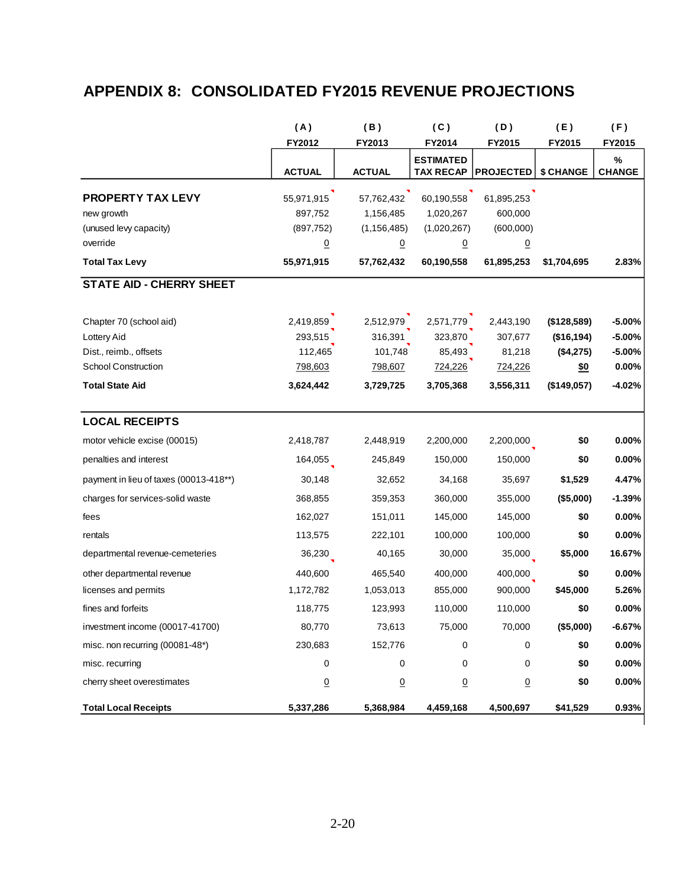# APPENDIX 8: CONSOLIDATED FY2015 REVENUE PROJECTIONS

| | (A) FY2012 ACTUAL | (B) FY2013 ACTUAL | (C) FY2014 ESTIMATED TAX RECAP | (D) FY2015 PROJECTED | (E) FY2015 $ CHANGE | (F) FY2015 % CHANGE |
|---|---|---|---|---|---|---|
| **PROPERTY TAX LEVY** | 55,971,915 | 57,762,432 | 60,190,558 | 61,895,253 | | |
| new growth | 897,752 | 1,156,485 | 1,020,267 | 600,000 | | |
| (unused levy capacity) | (897,752) | (1,156,485) | (1,020,267) | (600,000) | | |
| override | 0 | 0 | 0 | 0 | | |
| **Total Tax Levy** | **55,971,915** | **57,762,432** | **60,190,558** | **61,895,253** | **$1,704,695** | **2.83%** |
| **STATE AID - CHERRY SHEET** | | | | | | |
| Chapter 70 (school aid) | 2,419,859 | 2,512,979 | 2,571,779 | 2,443,190 | **($128,589)** | **-5.00%** |
| Lottery Aid | 293,515 | 316,391 | 323,870 | 307,677 | **($16,194)** | **-5.00%** |
| Dist., reimb., offsets | 112,465 | 101,748 | 85,493 | 81,218 | **($4,275)** | **-5.00%** |
| School Construction | 798,603 | 798,607 | 724,226 | 724,226 | **$0** | **0.00%** |
| **Total State Aid** | **3,624,442** | **3,729,725** | **3,705,368** | **3,556,311** | **($149,057)** | **-4.02%** |
| **LOCAL RECEIPTS** | | | | | | |
| motor vehicle excise (00015) | 2,418,787 | 2,448,919 | 2,200,000 | 2,200,000 | **$0** | **0.00%** |
| penalties and interest | 164,055 | 245,849 | 150,000 | 150,000 | **$0** | **0.00%** |
| payment in lieu of taxes (00013-418**) | 30,148 | 32,652 | 34,168 | 35,697 | **$1,529** | **4.47%** |
| charges for services-solid waste | 368,855 | 359,353 | 360,000 | 355,000 | **($5,000)** | **-1.39%** |
| fees | 162,027 | 151,011 | 145,000 | 145,000 | **$0** | **0.00%** |
| rentals | 113,575 | 222,101 | 100,000 | 100,000 | **$0** | **0.00%** |
| departmental revenue-cemeteries | 36,230 | 40,165 | 30,000 | 35,000 | **$5,000** | **16.67%** |
| other departmental revenue | 440,600 | 465,540 | 400,000 | 400,000 | **$0** | **0.00%** |
| licenses and permits | 1,172,782 | 1,053,013 | 855,000 | 900,000 | **$45,000** | **5.26%** |
| fines and forfeits | 118,775 | 123,993 | 110,000 | 110,000 | **$0** | **0.00%** |
| investment income (00017-41700) | 80,770 | 73,613 | 75,000 | 70,000 | **($5,000)** | **-6.67%** |
| misc. non recurring (00081-48*) | 230,683 | 152,776 | 0 | 0 | **$0** | **0.00%** |
| misc. recurring | 0 | 0 | 0 | 0 | **$0** | **0.00%** |
| cherry sheet overestimates | 0 | 0 | 0 | 0 | **$0** | **0.00%** |
| **Total Local Receipts** | **5,337,286** | **5,368,984** | **4,459,168** | **4,500,697** | **$41,529** | **0.93%** |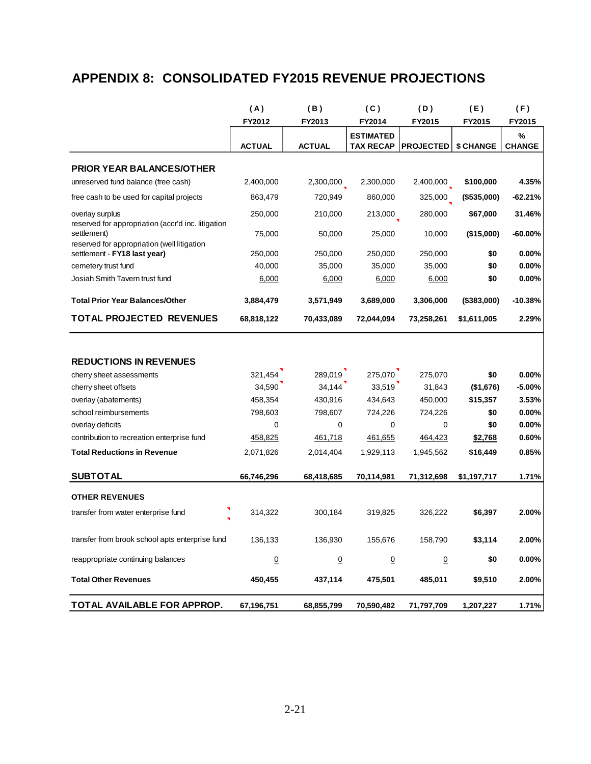## APPENDIX 8: CONSOLIDATED FY2015 REVENUE PROJECTIONS

| | (A) FY2012 ACTUAL | (B) FY2013 ACTUAL | (C) FY2014 ESTIMATED TAX RECAP | (D) FY2015 PROJECTED | (E) FY2015 $ CHANGE | (F) FY2015 % CHANGE |
|---|---|---|---|---|---|---|
| **PRIOR YEAR BALANCES/OTHER** | | | | | | |
| unreserved fund balance (free cash) | 2,400,000 | 2,300,000 | 2,300,000 | 2,400,000 | **$100,000** | **4.35%** |
| free cash to be used for capital projects | 863,479 | 720,949 | 860,000 | 325,000 | **($535,000)** | **-62.21%** |
| overlay surplus | 250,000 | 210,000 | 213,000 | 280,000 | **$67,000** | **31.46%** |
| reserved for appropriation (accr'd inc. litigation settlement) | 75,000 | 50,000 | 25,000 | 10,000 | **($15,000)** | **-60.00%** |
| reserved for appropriation (well litigation settlement - **FY18 last year)** | 250,000 | 250,000 | 250,000 | 250,000 | **$0** | **0.00%** |
| cemetery trust fund | 40,000 | 35,000 | 35,000 | 35,000 | **$0** | **0.00%** |
| Josiah Smith Tavern trust fund | 6,000 | 6,000 | 6,000 | 6,000 | **$0** | **0.00%** |
| **Total Prior Year Balances/Other** | **3,884,479** | **3,571,949** | **3,689,000** | **3,306,000** | **($383,000)** | **-10.38%** |
| **TOTAL PROJECTED REVENUES** | **68,818,122** | **70,433,089** | **72,044,094** | **73,258,261** | **$1,611,005** | **2.29%** |
| **REDUCTIONS IN REVENUES** | | | | | | |
| cherry sheet assessments | 321,454 | 289,019 | 275,070 | 275,070 | **$0** | **0.00%** |
| cherry sheet offsets | 34,590 | 34,144 | 33,519 | 31,843 | **($1,676)** | **-5.00%** |
| overlay (abatements) | 458,354 | 430,916 | 434,643 | 450,000 | **$15,357** | **3.53%** |
| school reimbursements | 798,603 | 798,607 | 724,226 | 724,226 | **$0** | **0.00%** |
| overlay deficits | 0 | 0 | 0 | 0 | **$0** | **0.00%** |
| contribution to recreation enterprise fund | 458,825 | 461,718 | 461,655 | 464,423 | **$2,768** | **0.60%** |
| **Total Reductions in Revenue** | 2,071,826 | 2,014,404 | 1,929,113 | 1,945,562 | **$16,449** | **0.85%** |
| **SUBTOTAL** | **66,746,296** | **68,418,685** | **70,114,981** | **71,312,698** | **$1,197,717** | **1.71%** |
| **OTHER REVENUES** | | | | | | |
| transfer from water enterprise fund | 314,322 | 300,184 | 319,825 | 326,222 | **$6,397** | **2.00%** |
| transfer from brook school apts enterprise fund | 136,133 | 136,930 | 155,676 | 158,790 | **$3,114** | **2.00%** |
| reappropriate continuing balances | 0 | 0 | 0 | 0 | **$0** | **0.00%** |
| **Total Other Revenues** | **450,455** | **437,114** | **475,501** | **485,011** | **$9,510** | **2.00%** |
| **TOTAL AVAILABLE FOR APPROP.** | **67,196,751** | **68,855,799** | **70,590,482** | **71,797,709** | **1,207,227** | **1.71%** |